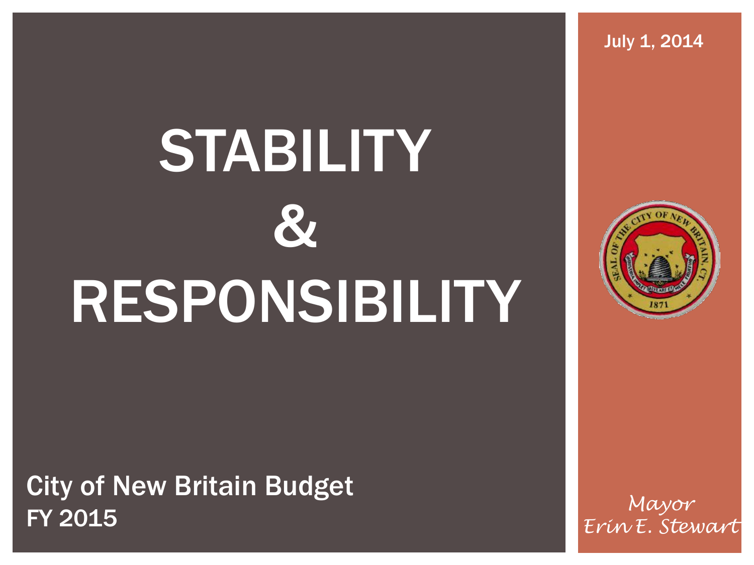July 1, 2014

# STABILITY & RESPONSIBILITY

City of New Britain Budget
FY 2015

*Mayor*
*Erin E. Stewart*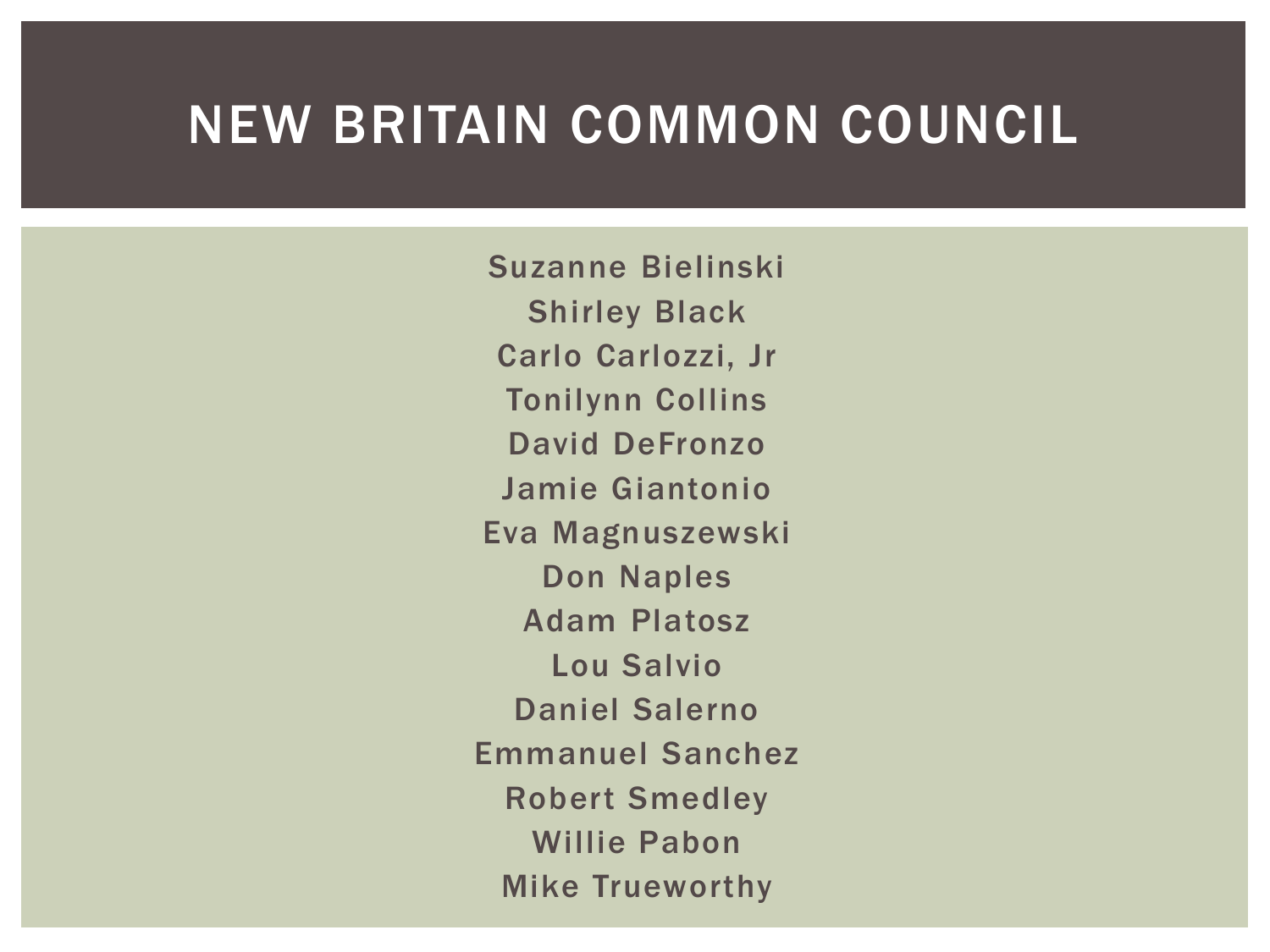# NEW BRITAIN COMMON COUNCIL

Suzanne Bielinski
Shirley Black
Carlo Carlozzi, Jr
Tonilynn Collins
David DeFronzo
Jamie Giantonio
Eva Magnuszewski
Don Naples
Adam Platosz
Lou Salvio
Daniel Salerno
Emmanuel Sanchez
Robert Smedley
Willie Pabon
Mike Trueworthy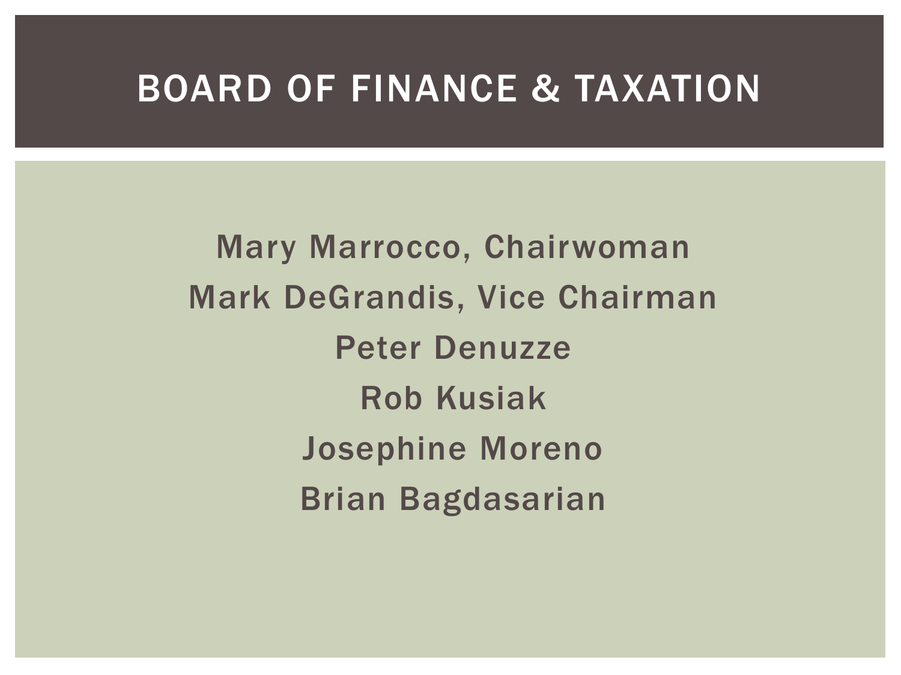# BOARD OF FINANCE & TAXATION

Mary Marrocco, Chairwoman

Mark DeGrandis, Vice Chairman

Peter Denuzze

Rob Kusiak

Josephine Moreno

Brian Bagdasarian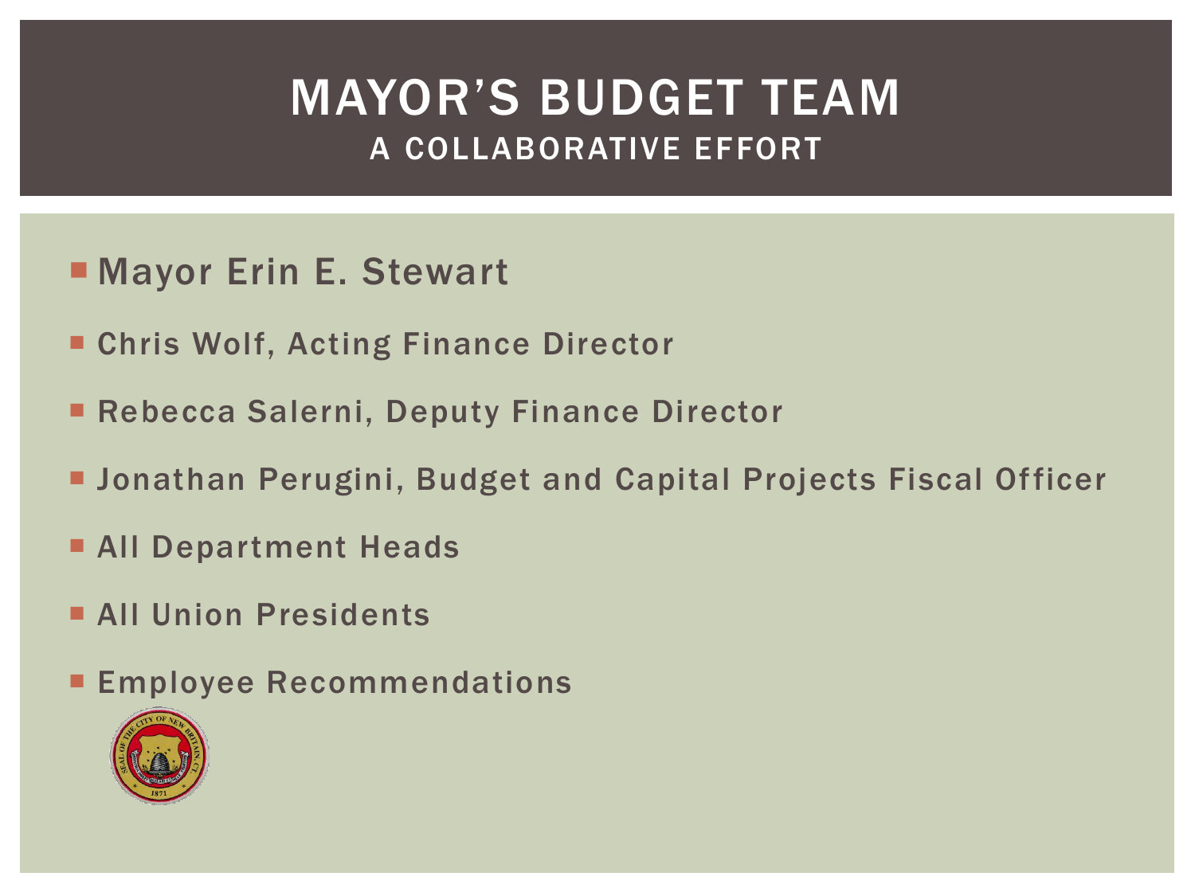# MAYOR'S BUDGET TEAM
## A COLLABORATIVE EFFORT

- Mayor Erin E. Stewart
- Chris Wolf, Acting Finance Director
- Rebecca Salerni, Deputy Finance Director
- Jonathan Perugini, Budget and Capital Projects Fiscal Officer
- All Department Heads
- All Union Presidents
- Employee Recommendations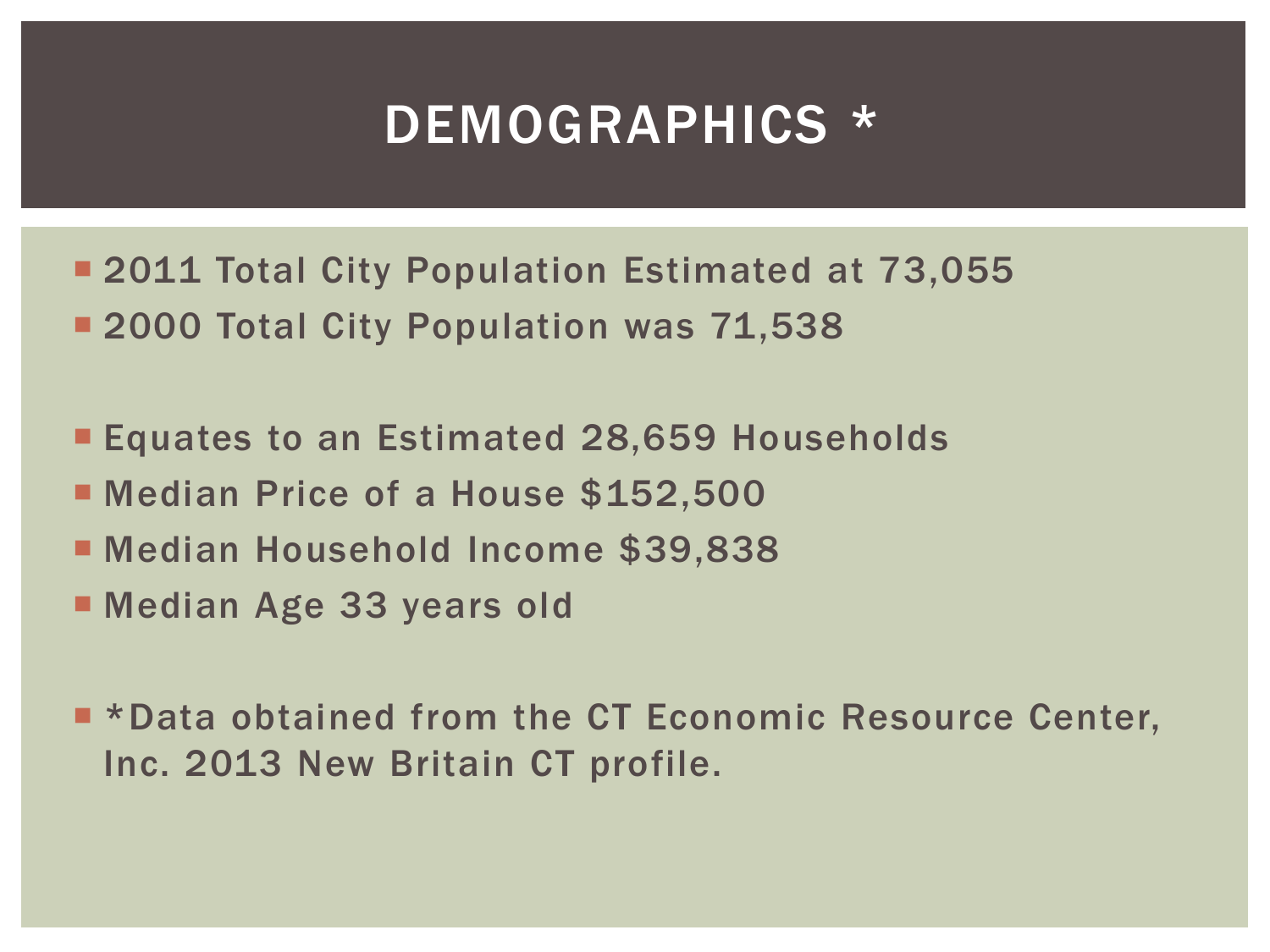# DEMOGRAPHICS *

- 2011 Total City Population Estimated at 73,055
- 2000 Total City Population was 71,538

- Equates to an Estimated 28,659 Households
- Median Price of a House $152,500
- Median Household Income $39,838
- Median Age 33 years old

- *Data obtained from the CT Economic Resource Center, Inc. 2013 New Britain CT profile.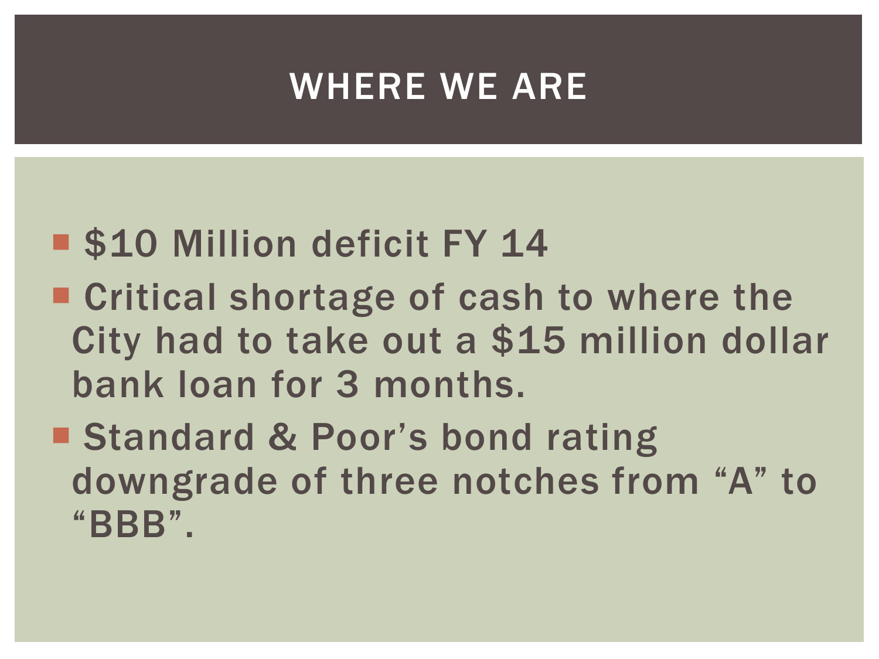# WHERE WE ARE

- $10 Million deficit FY 14
- Critical shortage of cash to where the City had to take out a $15 million dollar bank loan for 3 months.
- Standard & Poor's bond rating downgrade of three notches from "A" to "BBB".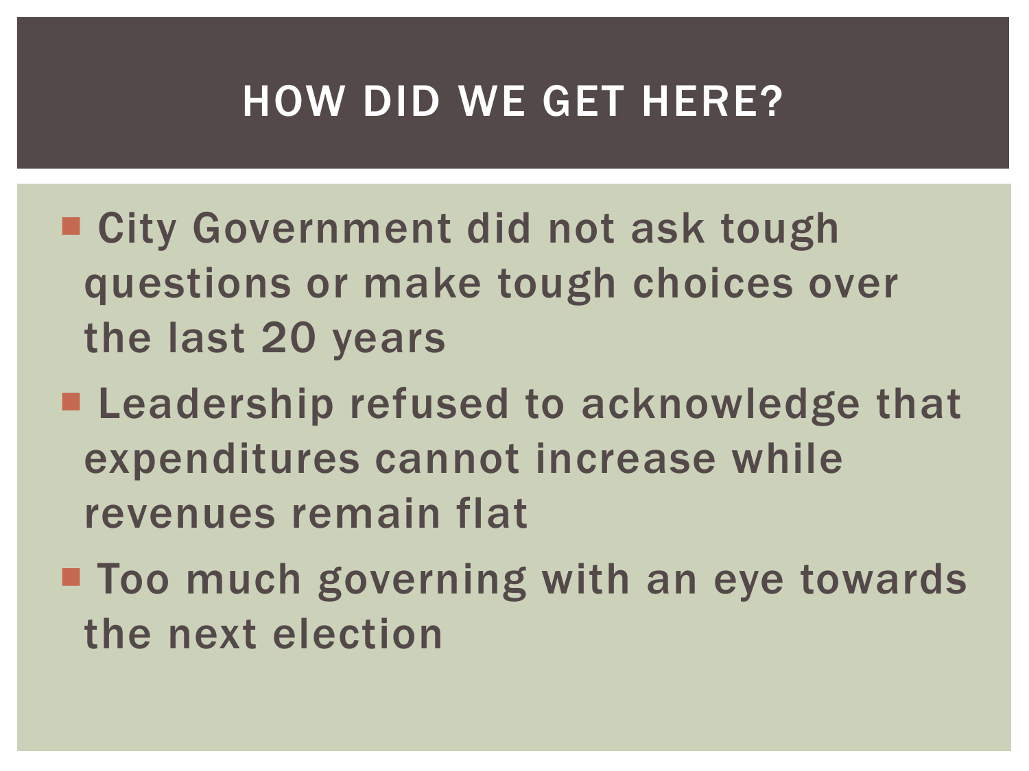# HOW DID WE GET HERE?

- City Government did not ask tough questions or make tough choices over the last 20 years
- Leadership refused to acknowledge that expenditures cannot increase while revenues remain flat
- Too much governing with an eye towards the next election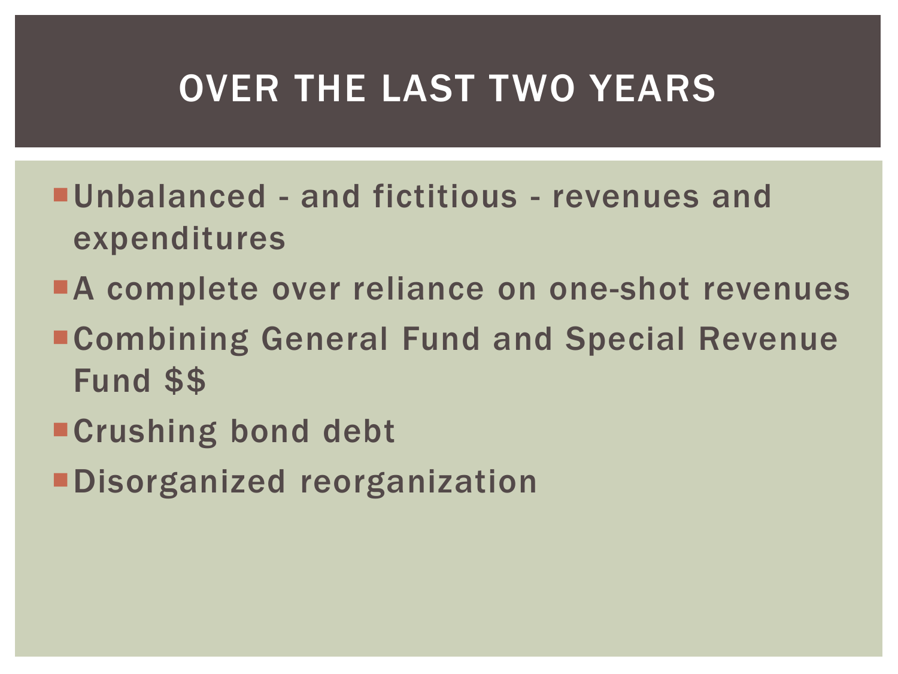# OVER THE LAST TWO YEARS

- Unbalanced - and fictitious - revenues and expenditures
- A complete over reliance on one-shot revenues
- Combining General Fund and Special Revenue Fund $$
- Crushing bond debt
- Disorganized reorganization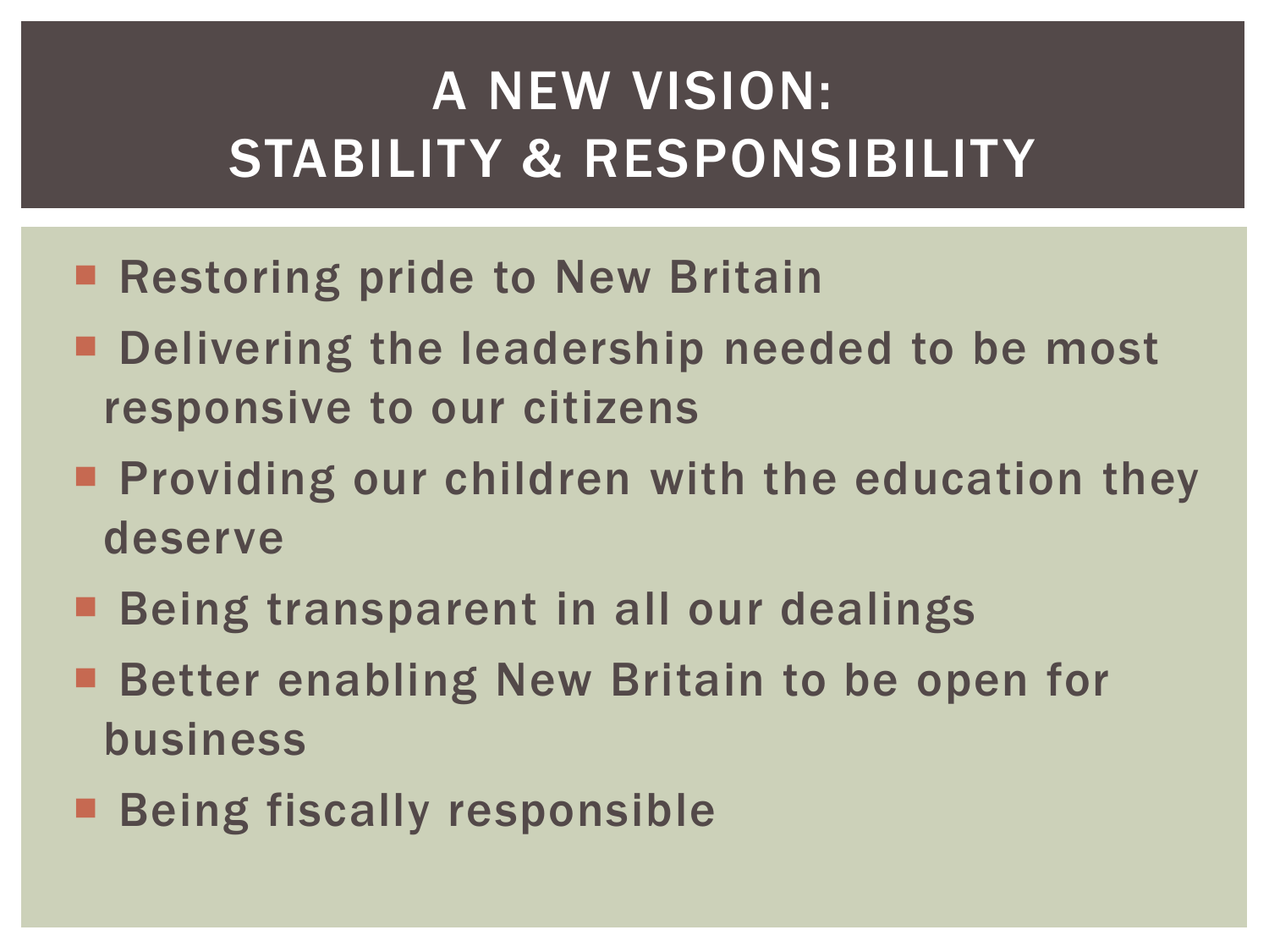# A NEW VISION: STABILITY & RESPONSIBILITY

- Restoring pride to New Britain
- Delivering the leadership needed to be most responsive to our citizens
- Providing our children with the education they deserve
- Being transparent in all our dealings
- Better enabling New Britain to be open for business
- Being fiscally responsible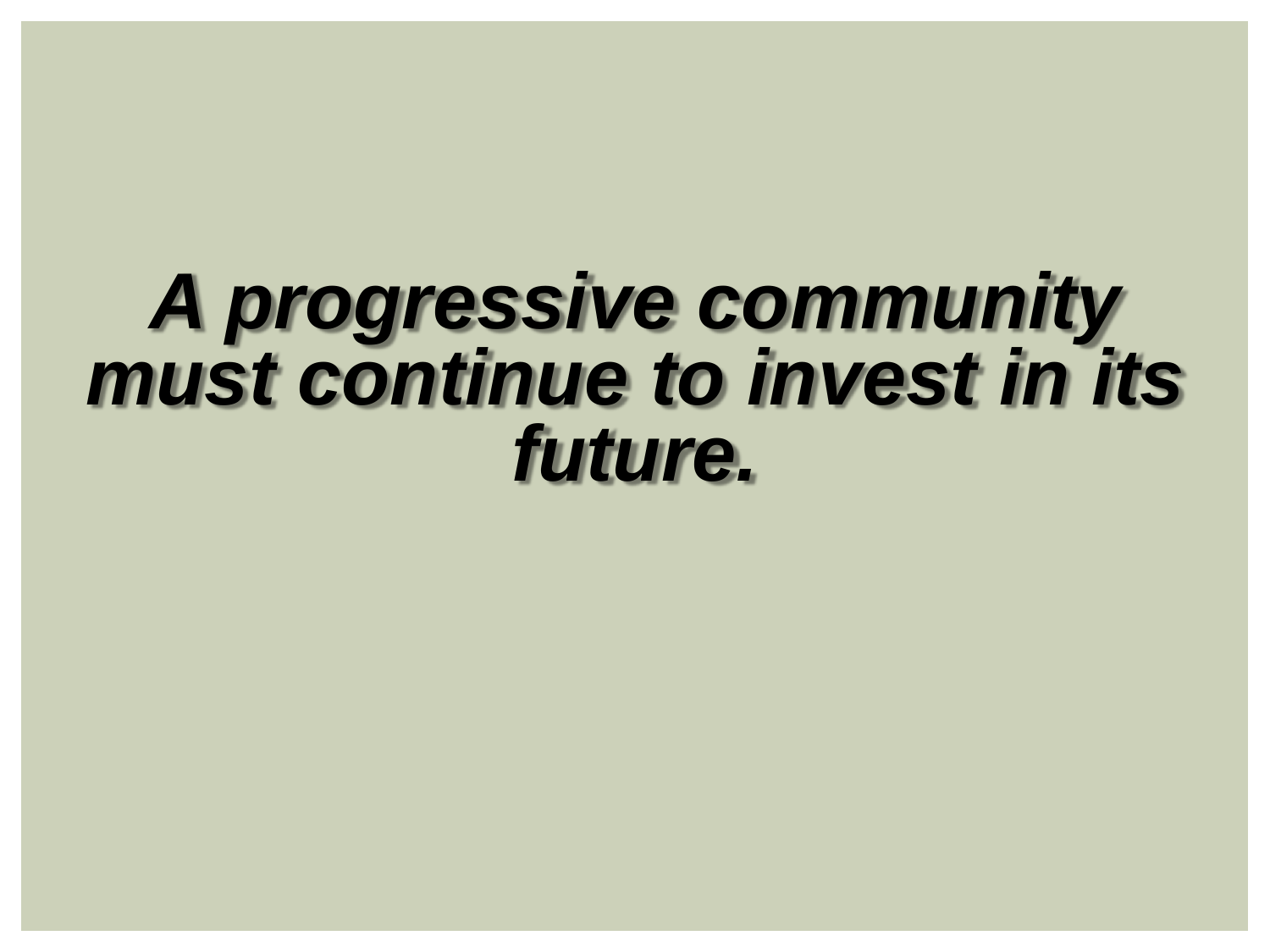***A progressive community must continue to invest in its future.***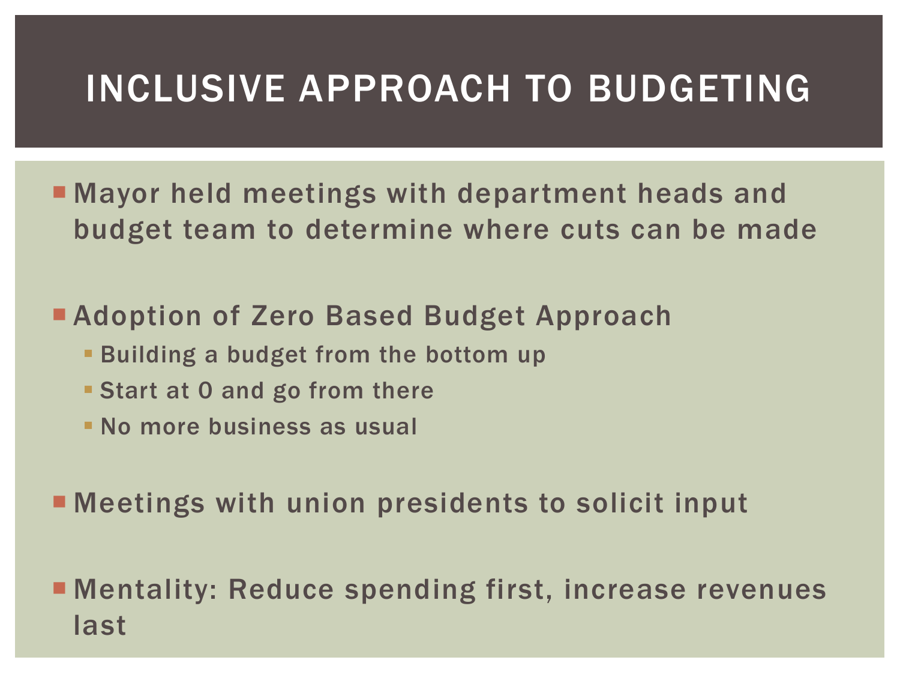# INCLUSIVE APPROACH TO BUDGETING

- Mayor held meetings with department heads and budget team to determine where cuts can be made
- Adoption of Zero Based Budget Approach
  - Building a budget from the bottom up
  - Start at 0 and go from there
  - No more business as usual
- Meetings with union presidents to solicit input
- Mentality: Reduce spending first, increase revenues last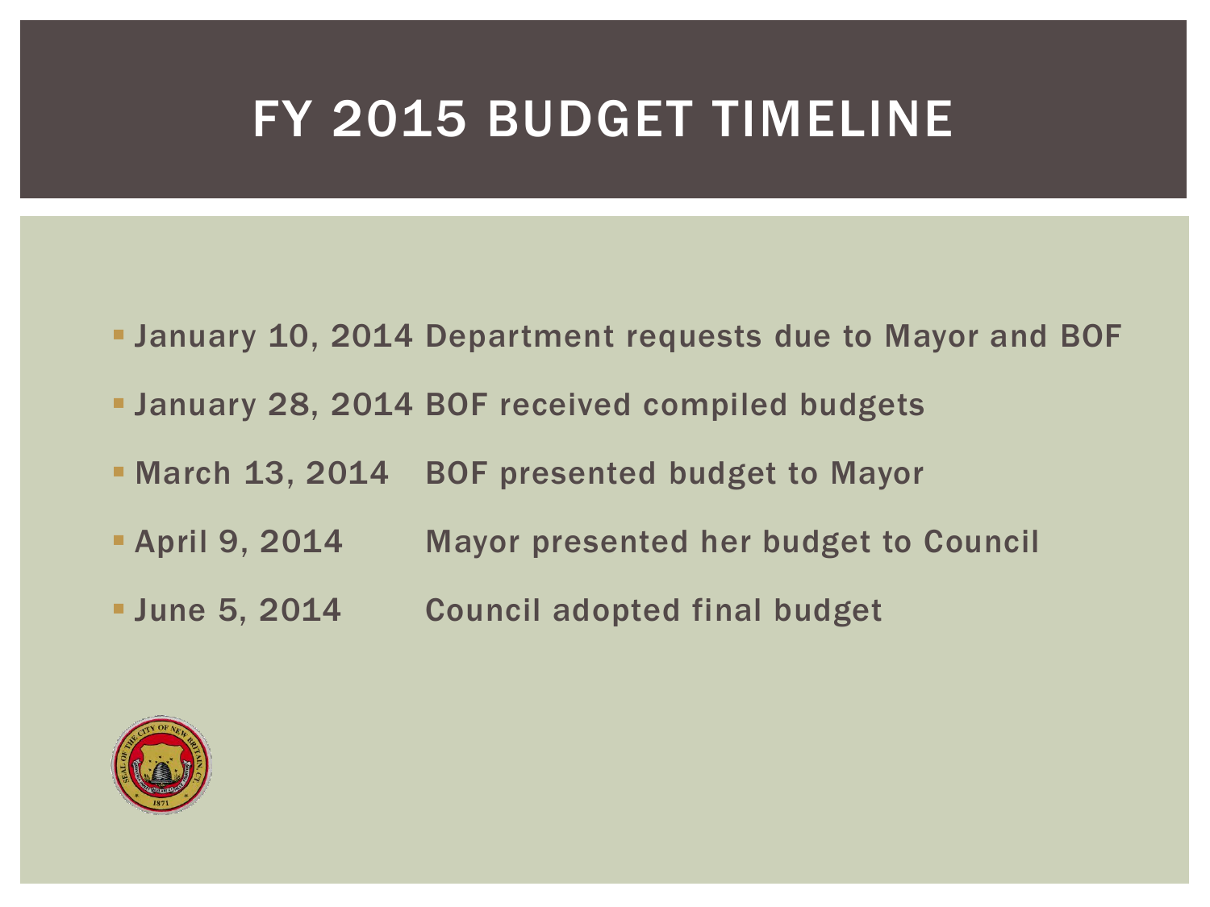# FY 2015 BUDGET TIMELINE

- January 10, 2014 Department requests due to Mayor and BOF
- January 28, 2014 BOF received compiled budgets
- March 13, 2014 BOF presented budget to Mayor
- April 9, 2014 Mayor presented her budget to Council
- June 5, 2014 Council adopted final budget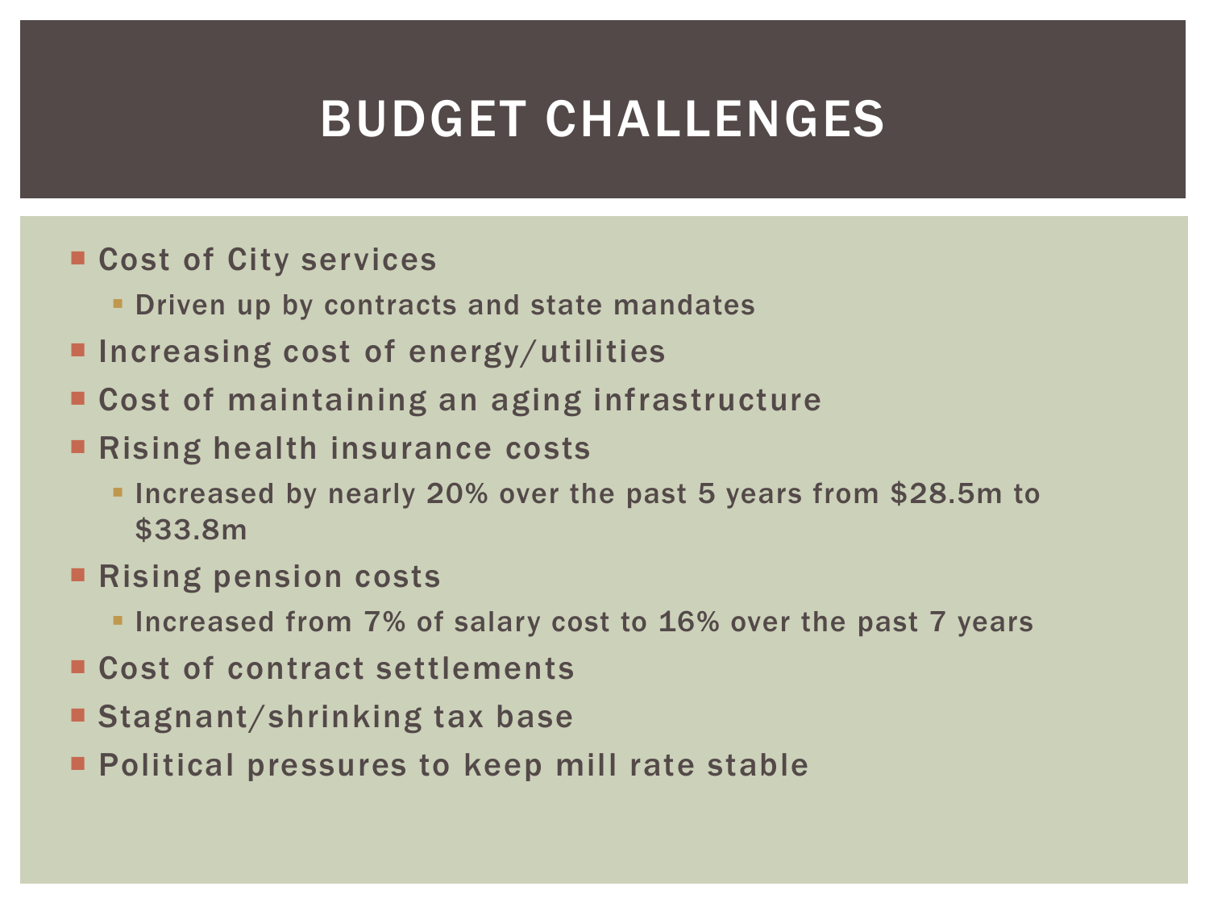# BUDGET CHALLENGES

- Cost of City services
  - Driven up by contracts and state mandates
- Increasing cost of energy/utilities
- Cost of maintaining an aging infrastructure
- Rising health insurance costs
  - Increased by nearly 20% over the past 5 years from $28.5m to $33.8m
- Rising pension costs
  - Increased from 7% of salary cost to 16% over the past 7 years
- Cost of contract settlements
- Stagnant/shrinking tax base
- Political pressures to keep mill rate stable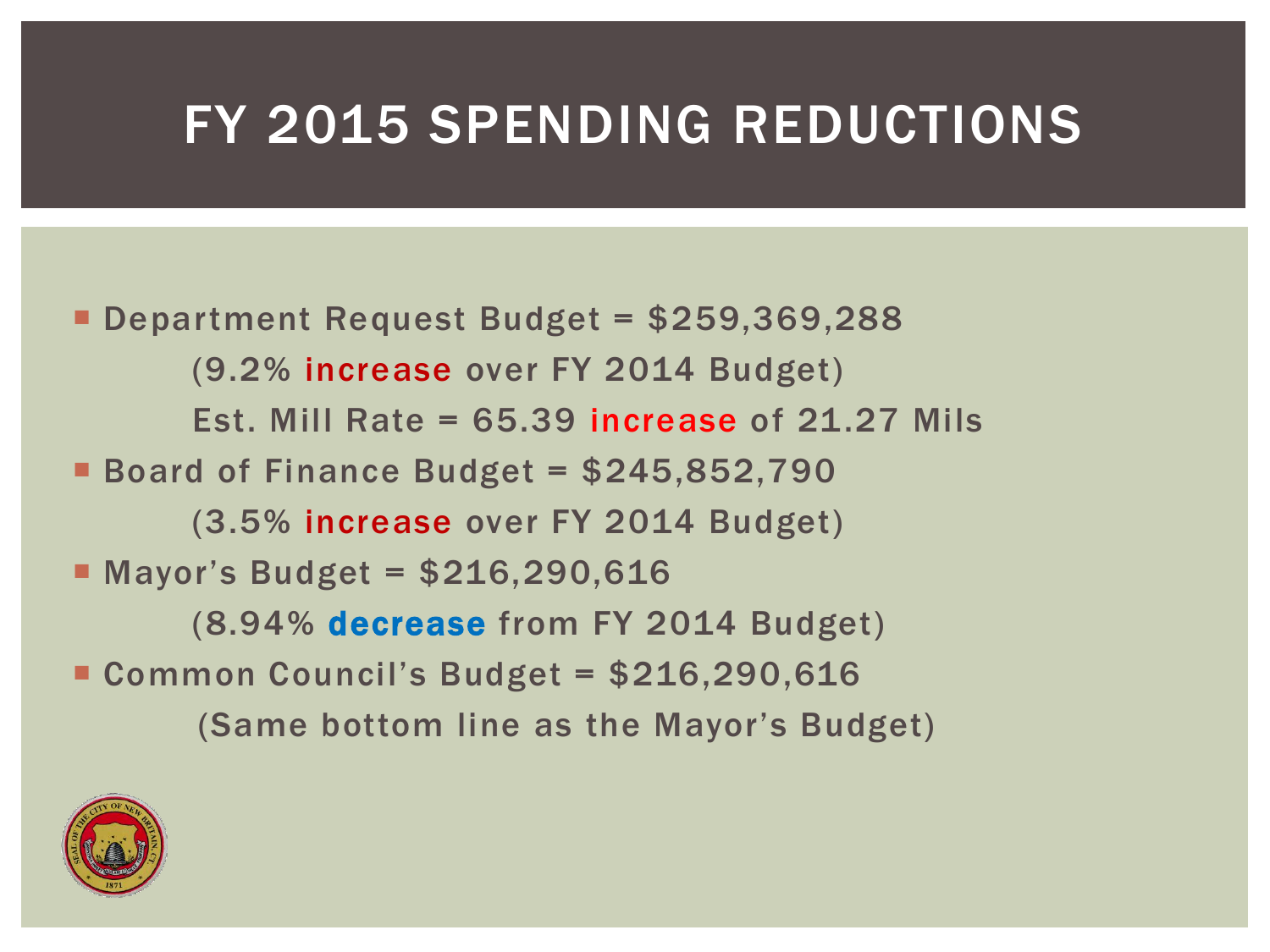# FY 2015 SPENDING REDUCTIONS

- Department Request Budget = $259,369,288

  (9.2% increase over FY 2014 Budget)

  Est. Mill Rate = 65.39 increase of 21.27 Mils

- Board of Finance Budget = $245,852,790

  (3.5% increase over FY 2014 Budget)

- Mayor's Budget = $216,290,616

  (8.94% decrease from FY 2014 Budget)

- Common Council's Budget = $216,290,616

  (Same bottom line as the Mayor's Budget)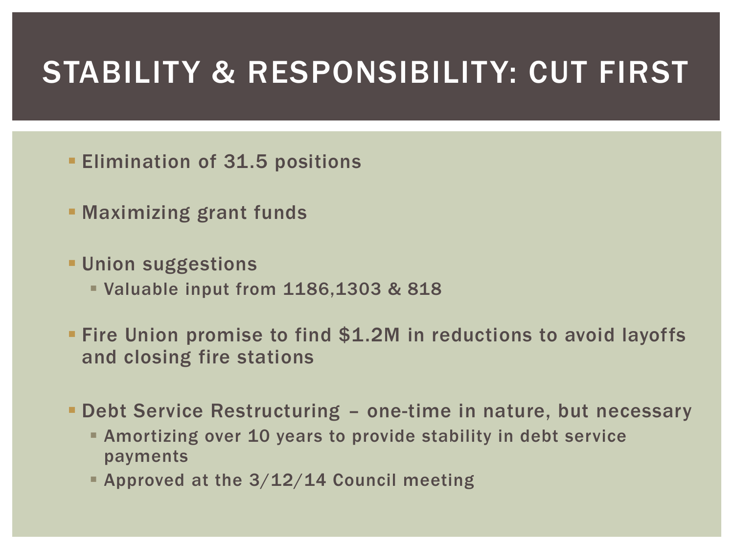# STABILITY & RESPONSIBILITY: CUT FIRST

- Elimination of 31.5 positions
- Maximizing grant funds
- Union suggestions
  - Valuable input from 1186,1303 & 818
- Fire Union promise to find $1.2M in reductions to avoid layoffs and closing fire stations
- Debt Service Restructuring – one-time in nature, but necessary
  - Amortizing over 10 years to provide stability in debt service payments
  - Approved at the 3/12/14 Council meeting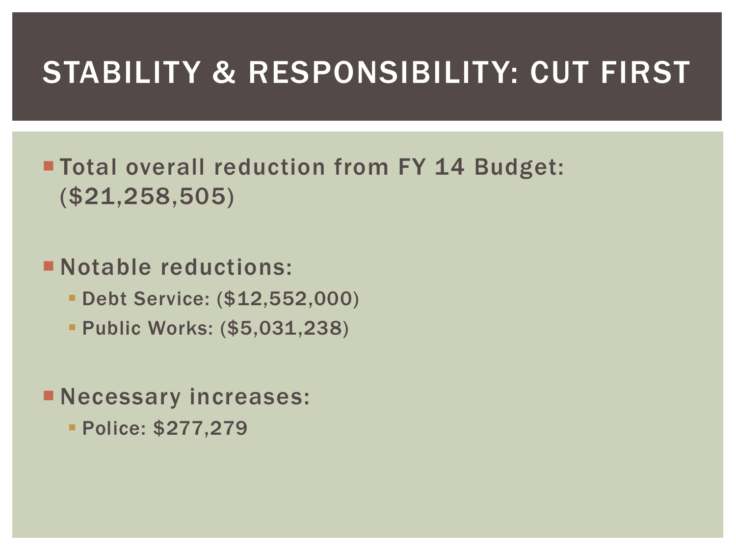# STABILITY & RESPONSIBILITY: CUT FIRST

- Total overall reduction from FY 14 Budget: ($21,258,505)

- Notable reductions:
  - Debt Service: ($12,552,000)
  - Public Works: ($5,031,238)

- Necessary increases:
  - Police: $277,279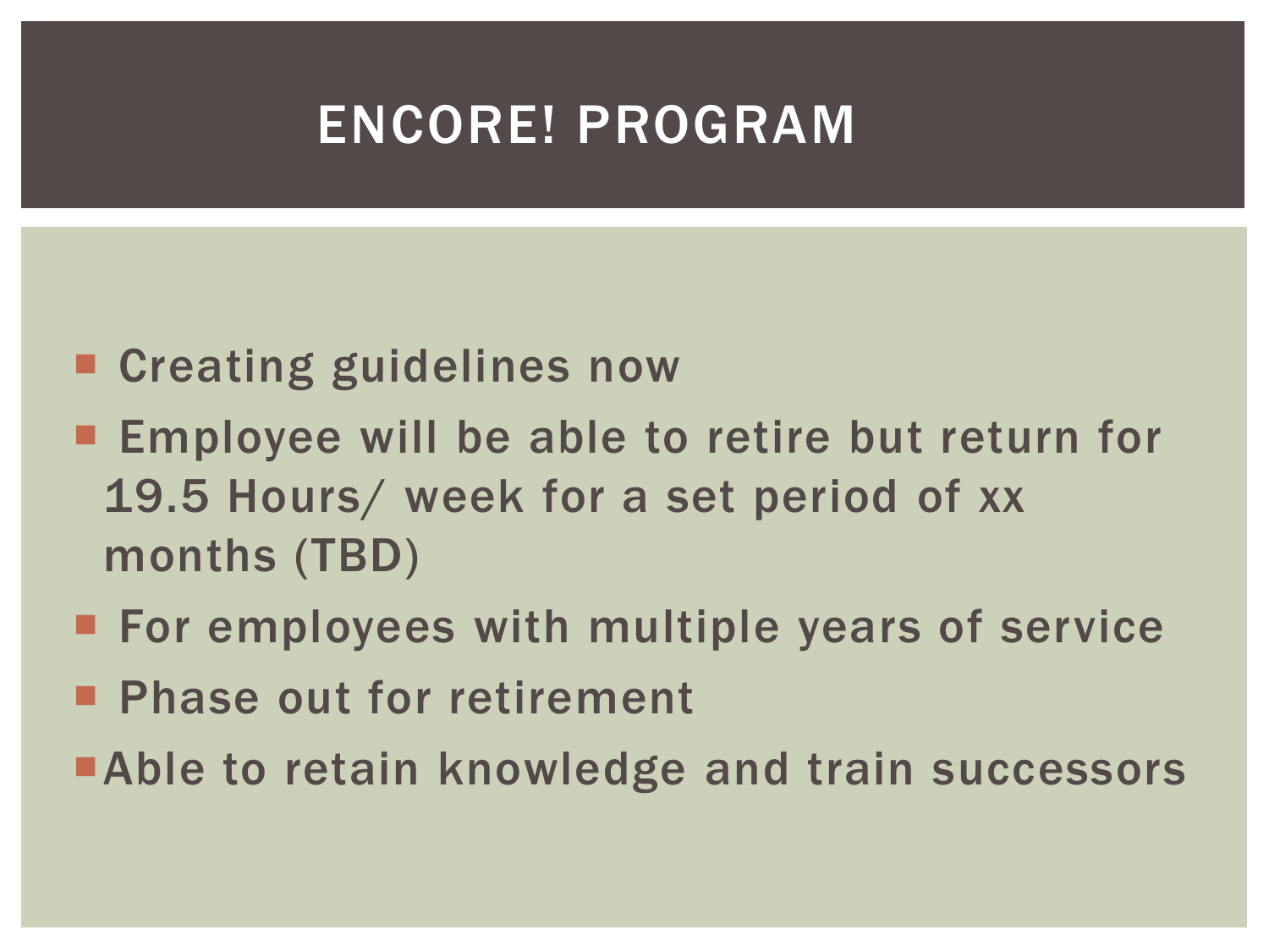# ENCORE! PROGRAM

- Creating guidelines now
- Employee will be able to retire but return for 19.5 Hours/ week for a set period of xx months (TBD)
- For employees with multiple years of service
- Phase out for retirement
- Able to retain knowledge and train successors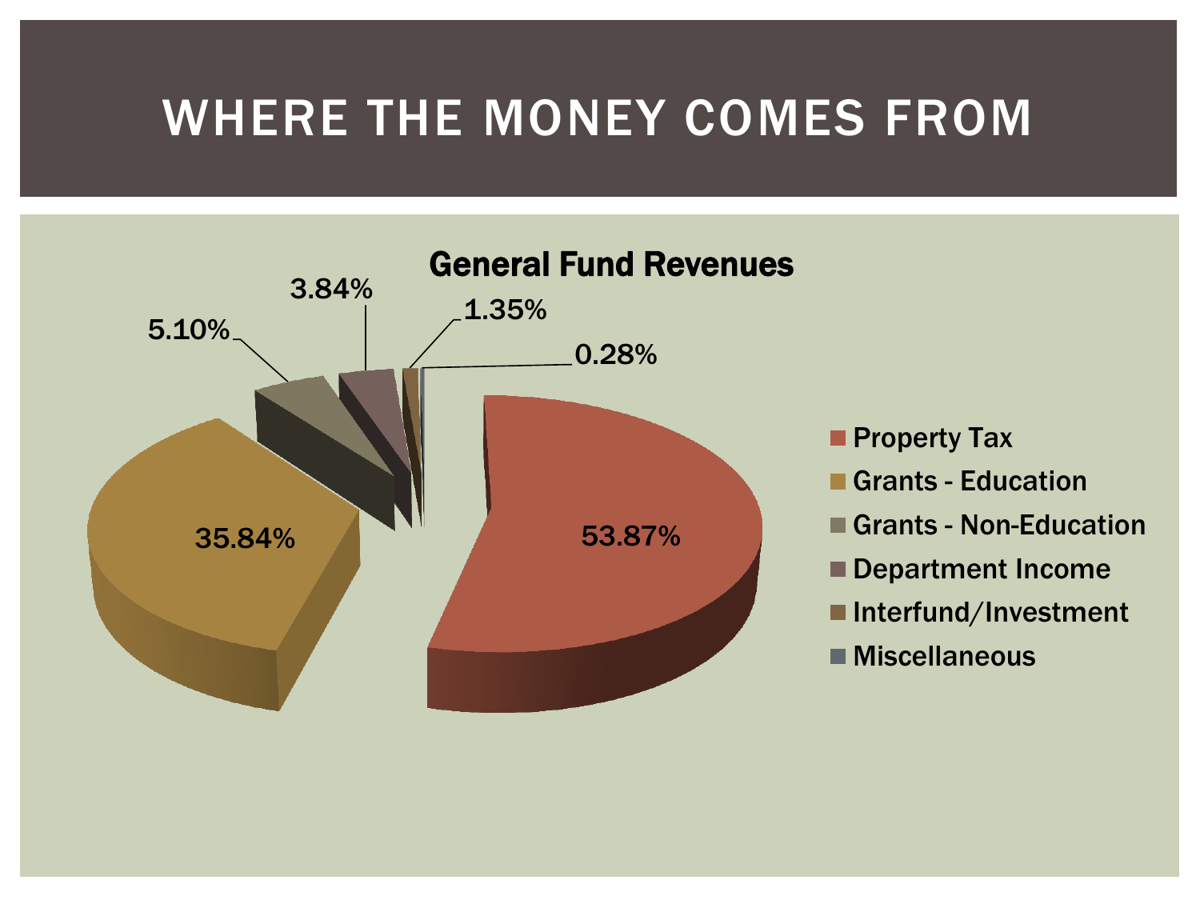# WHERE THE MONEY COMES FROM

## General Fund Revenues

| Category | Percentage |
| --- | --- |
| Property Tax | 53.87% |
| Grants - Education | 35.84% |
| Grants - Non-Education | 5.10% |
| Department Income | 3.84% |
| Interfund/Investment | 1.35% |
| Miscellaneous | 0.28% |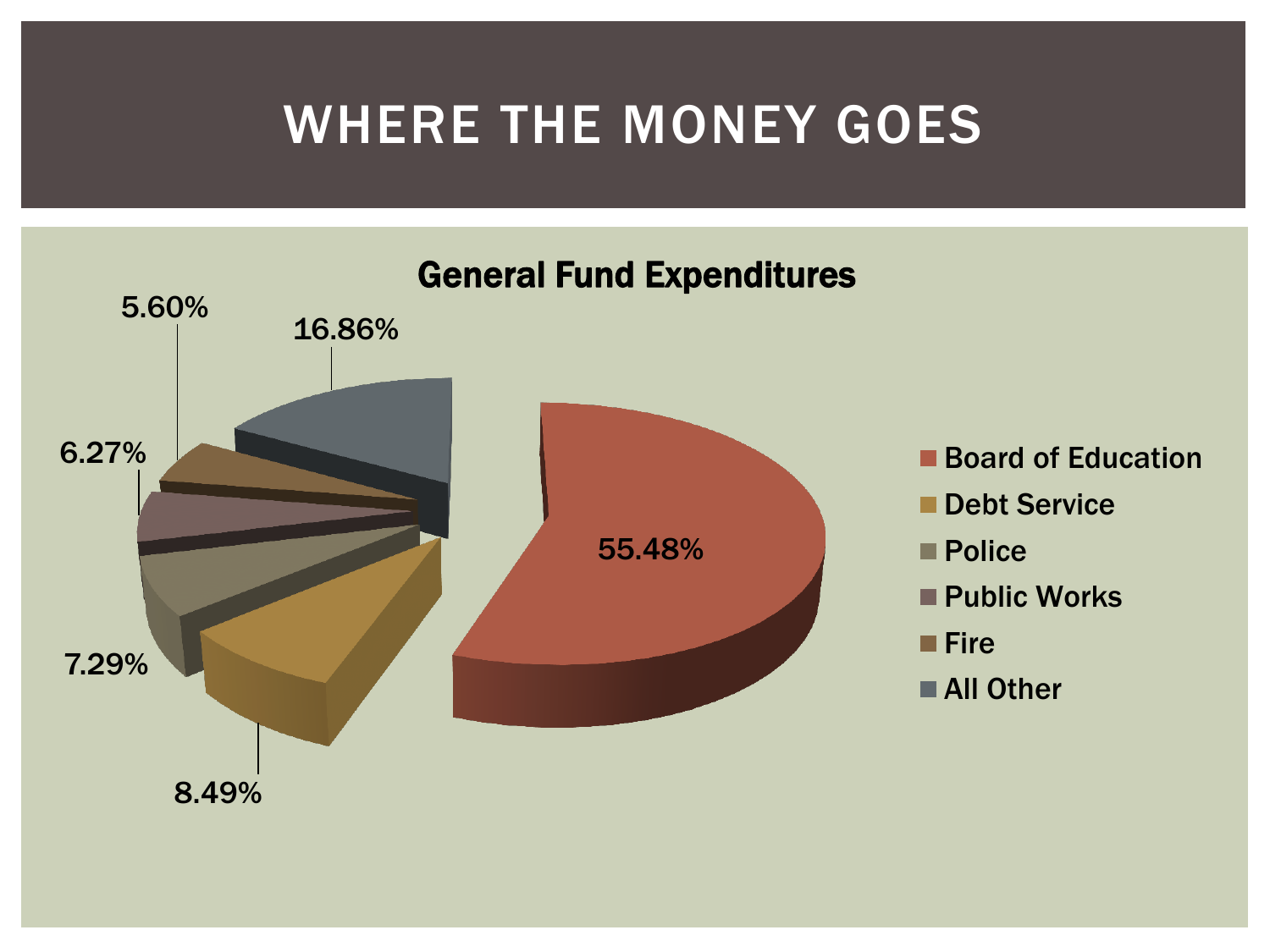# WHERE THE MONEY GOES

## General Fund Expenditures

| Category | Percentage |
| --- | --- |
| Board of Education | 55.48% |
| Debt Service | 8.49% |
| Police | 7.29% |
| Public Works | 6.27% |
| Fire | 5.60% |
| All Other | 16.86% |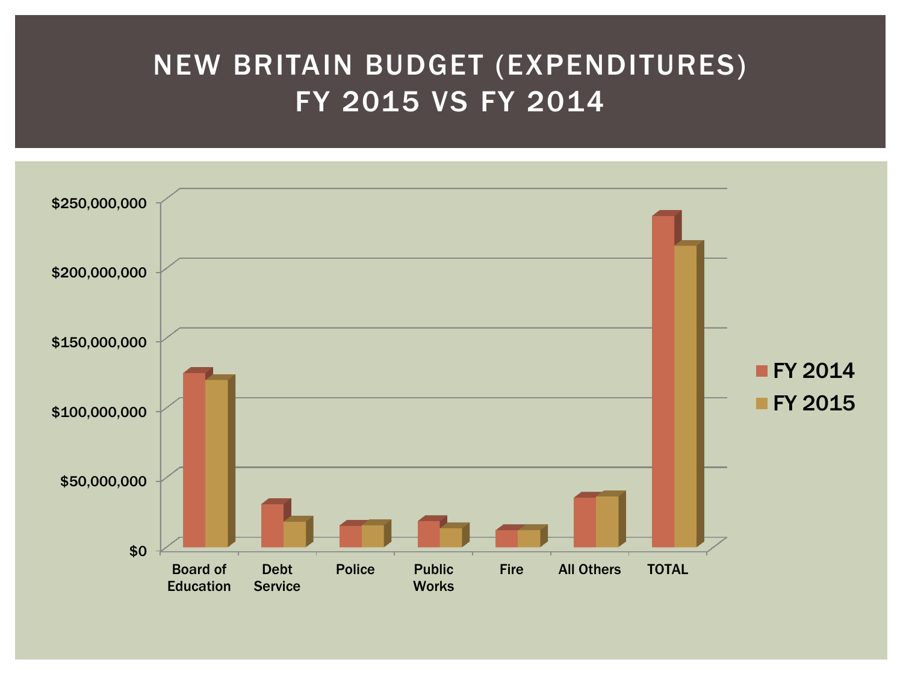# NEW BRITAIN BUDGET (EXPENDITURES)
# FY 2015 VS FY 2014

$250,000,000

$200,000,000

$150,000,000

$100,000,000

$50,000,000

$0

Board of Education

Debt Service

Police

Public Works

Fire

All Others

TOTAL

FY 2014

FY 2015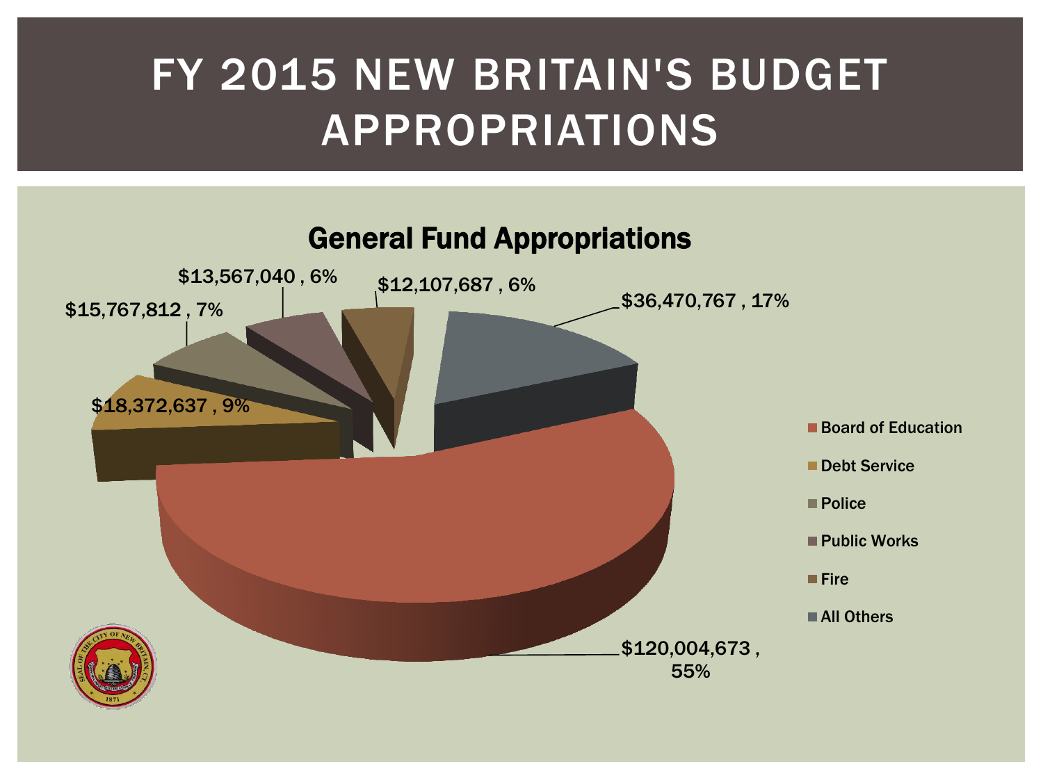# FY 2015 NEW BRITAIN'S BUDGET APPROPRIATIONS

## General Fund Appropriations

| Category | Amount | Percent |
|---|---|---|
| Board of Education | $120,004,673 | 55% |
| Debt Service | $18,372,637 | 9% |
| Police | $15,767,812 | 7% |
| Public Works | $13,567,040 | 6% |
| Fire | $12,107,687 | 6% |
| All Others | $36,470,767 | 17% |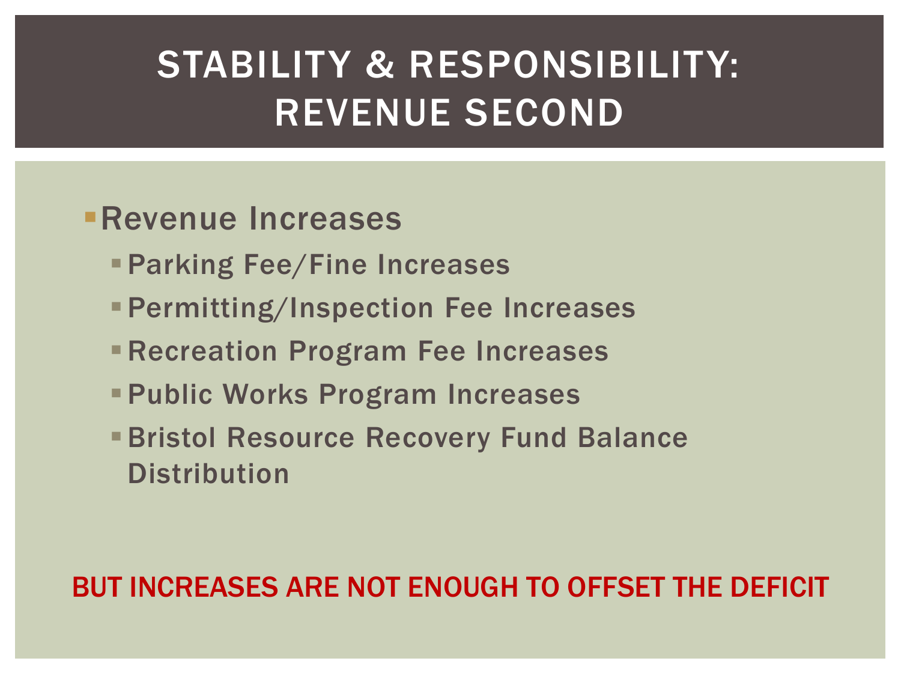# STABILITY & RESPONSIBILITY: REVENUE SECOND

- Revenue Increases
  - Parking Fee/Fine Increases
  - Permitting/Inspection Fee Increases
  - Recreation Program Fee Increases
  - Public Works Program Increases
  - Bristol Resource Recovery Fund Balance Distribution

BUT INCREASES ARE NOT ENOUGH TO OFFSET THE DEFICIT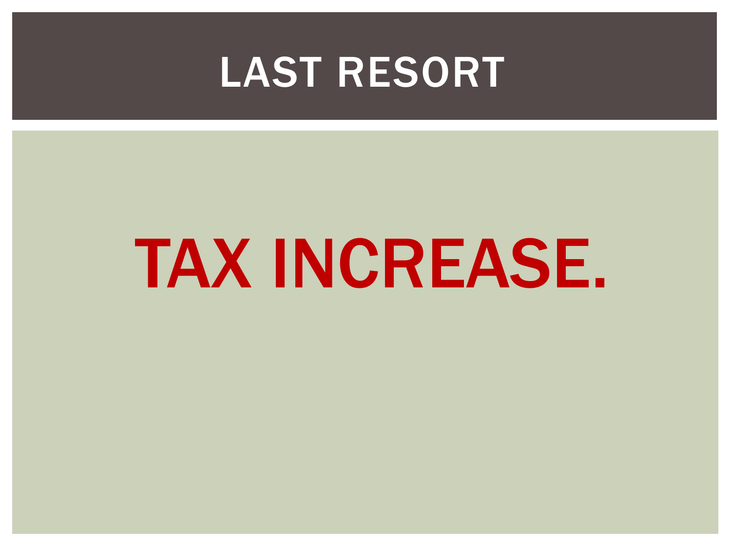# LAST RESORT

**TAX INCREASE.**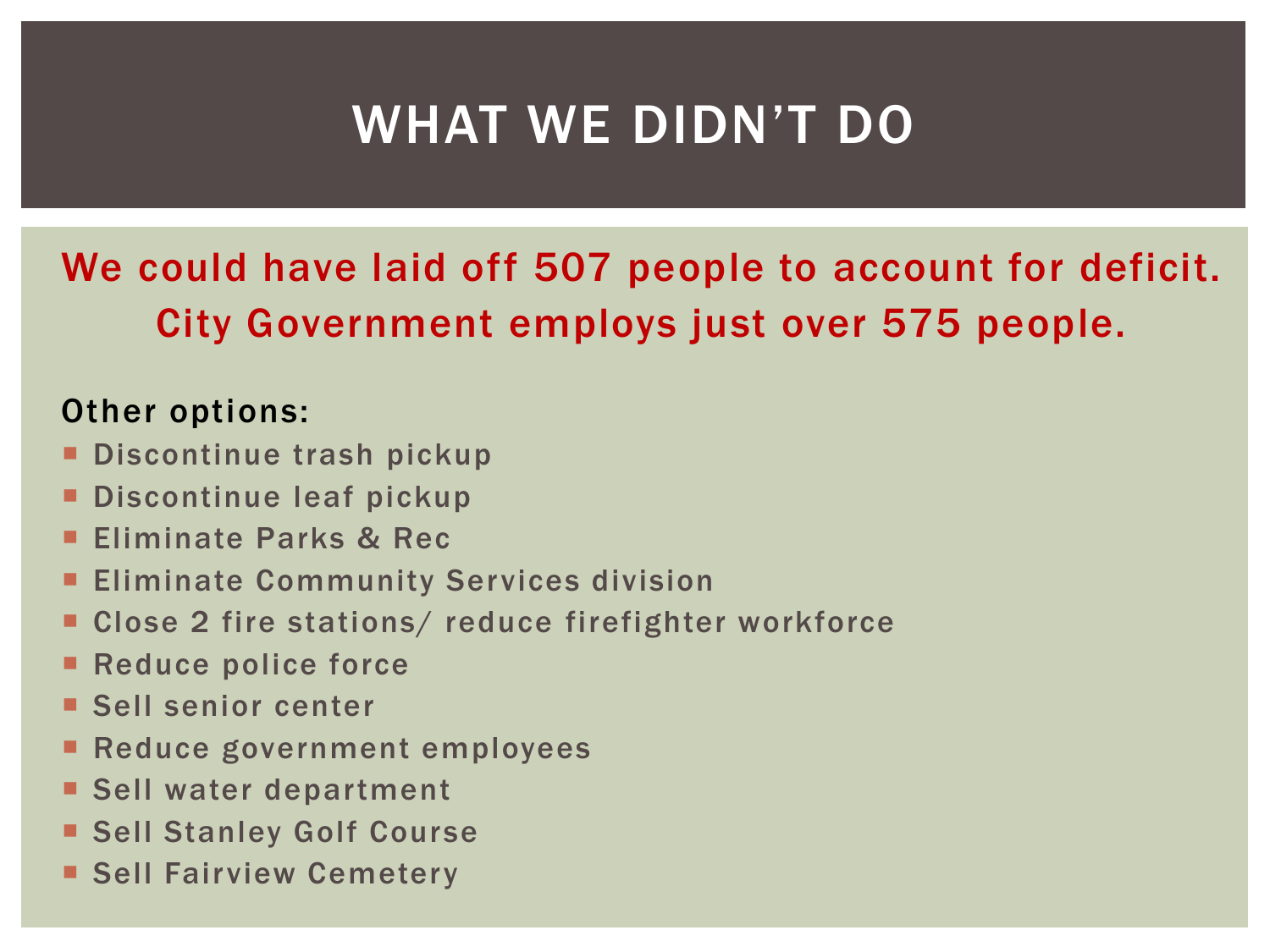# WHAT WE DIDN'T DO

**We could have laid off 507 people to account for deficit. City Government employs just over 575 people.**

Other options:

- Discontinue trash pickup
- Discontinue leaf pickup
- Eliminate Parks & Rec
- Eliminate Community Services division
- Close 2 fire stations/ reduce firefighter workforce
- Reduce police force
- Sell senior center
- Reduce government employees
- Sell water department
- Sell Stanley Golf Course
- Sell Fairview Cemetery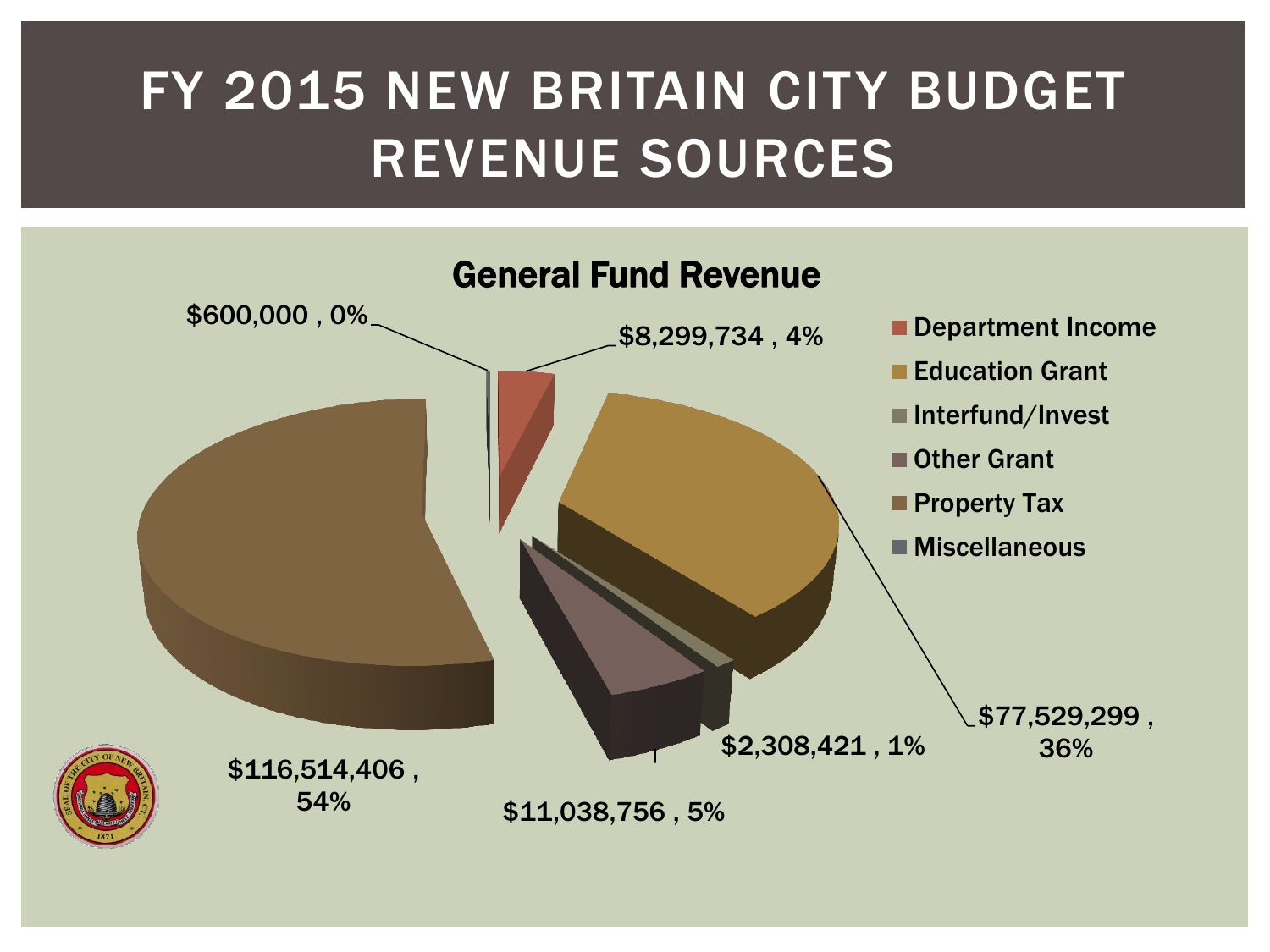# FY 2015 NEW BRITAIN CITY BUDGET REVENUE SOURCES

## General Fund Revenue

| Revenue Source | Amount | Percent |
|---|---|---|
| Department Income | $8,299,734 | 4% |
| Education Grant | $77,529,299 | 36% |
| Interfund/Invest | $2,308,421 | 1% |
| Other Grant | $11,038,756 | 5% |
| Property Tax | $116,514,406 | 54% |
| Miscellaneous | $600,000 | 0% |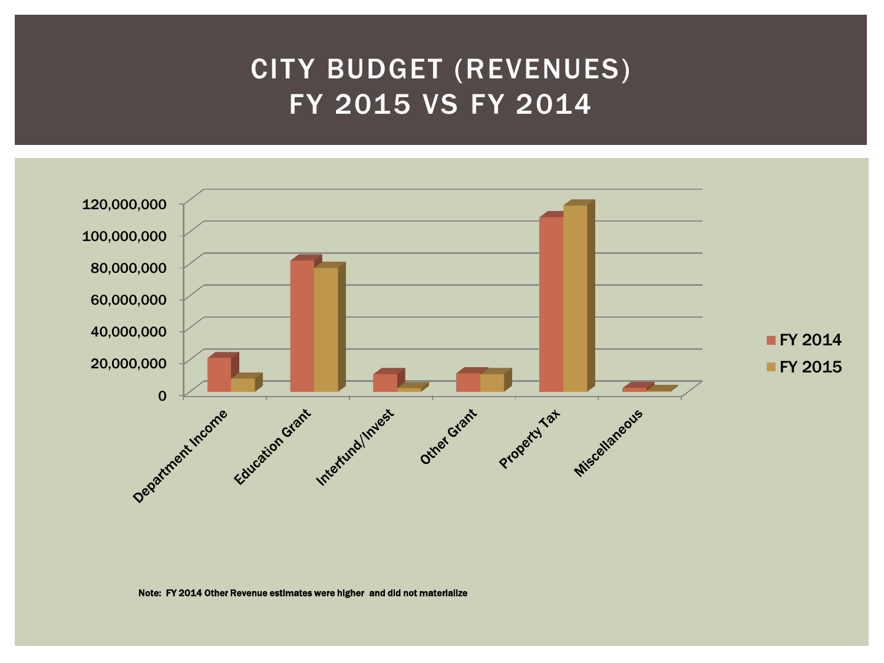# CITY BUDGET (REVENUES) FY 2015 VS FY 2014

Note: FY 2014 Other Revenue estimates were higher and did not materialize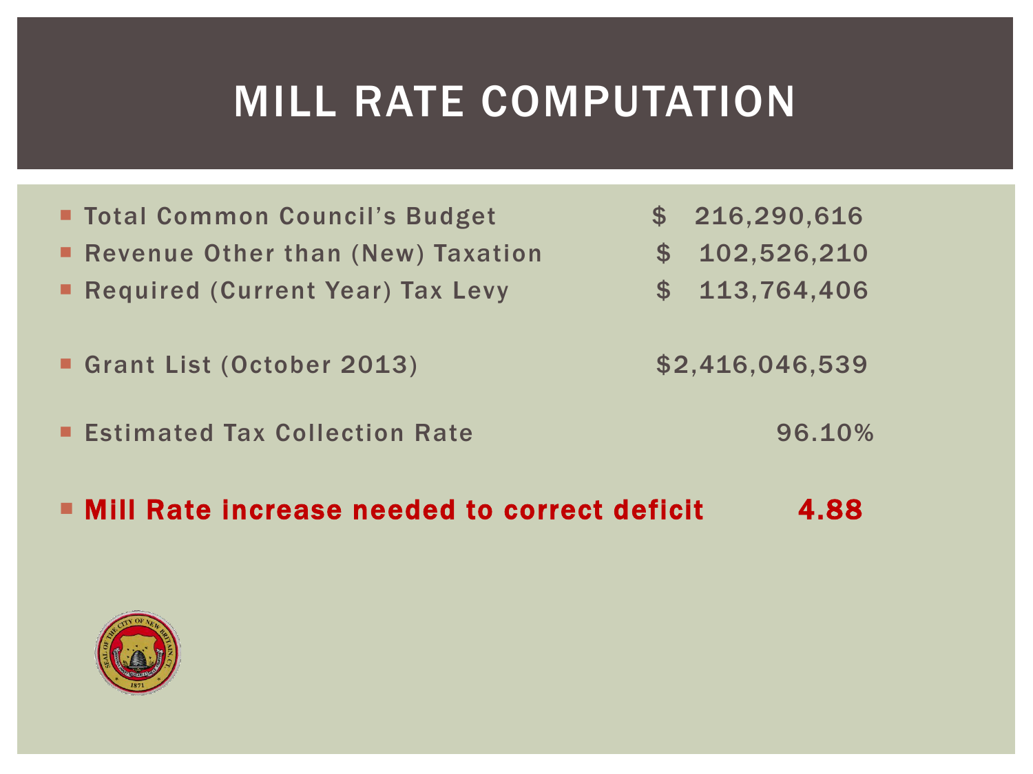# MILL RATE COMPUTATION

- Total Common Council's Budget $ 216,290,616
- Revenue Other than (New) Taxation $ 102,526,210
- Required (Current Year) Tax Levy $ 113,764,406

- Grant List (October 2013) $2,416,046,539

- Estimated Tax Collection Rate 96.10%

- **Mill Rate increase needed to correct deficit 4.88**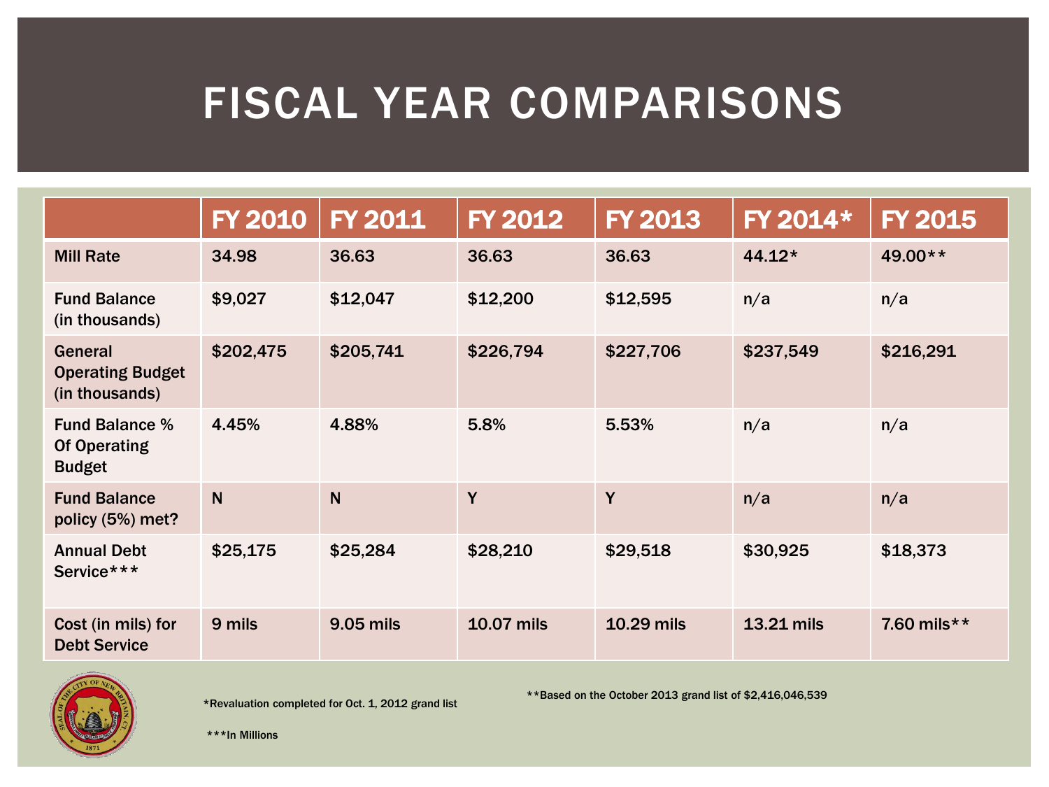# FISCAL YEAR COMPARISONS

| | FY 2010 | FY 2011 | FY 2012 | FY 2013 | FY 2014* | FY 2015 |
|---|---|---|---|---|---|---|
| Mill Rate | 34.98 | 36.63 | 36.63 | 36.63 | 44.12* | 49.00** |
| Fund Balance (in thousands) | $9,027 | $12,047 | $12,200 | $12,595 | n/a | n/a |
| General Operating Budget (in thousands) | $202,475 | $205,741 | $226,794 | $227,706 | $237,549 | $216,291 |
| Fund Balance % Of Operating Budget | 4.45% | 4.88% | 5.8% | 5.53% | n/a | n/a |
| Fund Balance policy (5%) met? | N | N | Y | Y | n/a | n/a |
| Annual Debt Service*** | $25,175 | $25,284 | $28,210 | $29,518 | $30,925 | $18,373 |
| Cost (in mils) for Debt Service | 9 mils | 9.05 mils | 10.07 mils | 10.29 mils | 13.21 mils | 7.60 mils** |

*Revaluation completed for Oct. 1, 2012 grand list

**Based on the October 2013 grand list of $2,416,046,539

***In Millions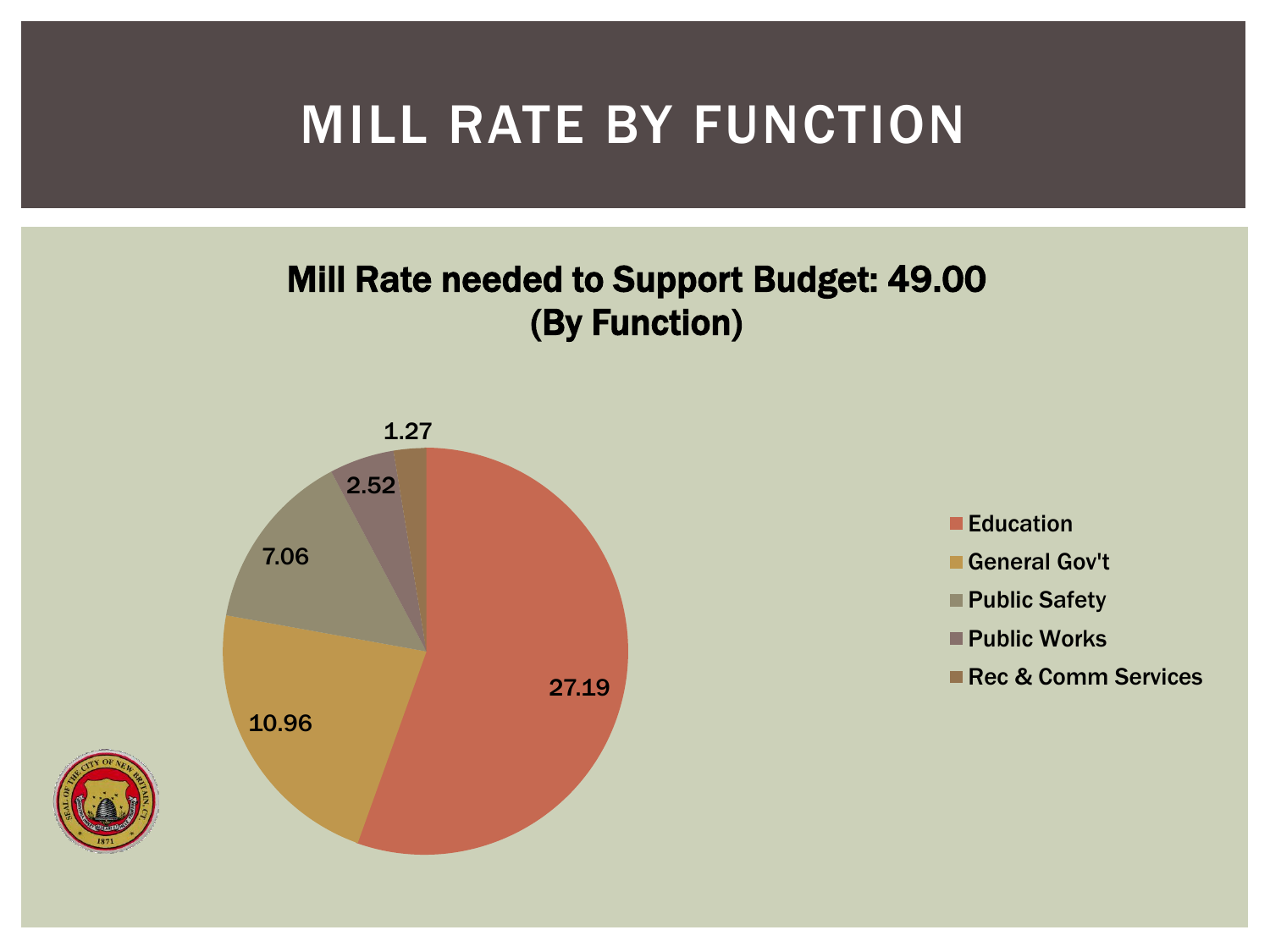# MILL RATE BY FUNCTION

**Mill Rate needed to Support Budget: 49.00 (By Function)**

| Function | Mill Rate |
| --- | --- |
| Education | 27.19 |
| General Gov't | 10.96 |
| Public Safety | 7.06 |
| Public Works | 2.52 |
| Rec & Comm Services | 1.27 |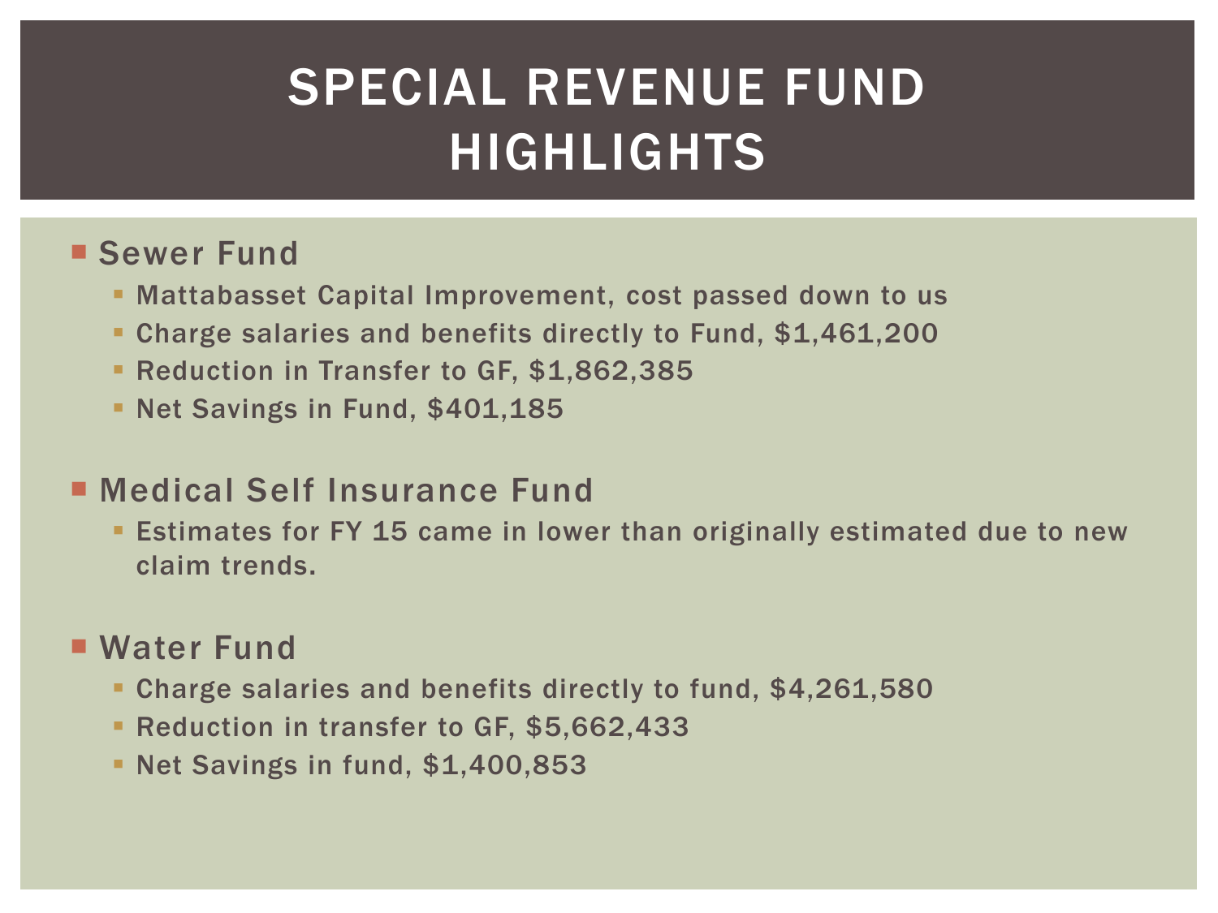# SPECIAL REVENUE FUND HIGHLIGHTS

- Sewer Fund
  - Mattabasset Capital Improvement, cost passed down to us
  - Charge salaries and benefits directly to Fund, $1,461,200
  - Reduction in Transfer to GF, $1,862,385
  - Net Savings in Fund, $401,185

- Medical Self Insurance Fund
  - Estimates for FY 15 came in lower than originally estimated due to new claim trends.

- Water Fund
  - Charge salaries and benefits directly to fund, $4,261,580
  - Reduction in transfer to GF, $5,662,433
  - Net Savings in fund, $1,400,853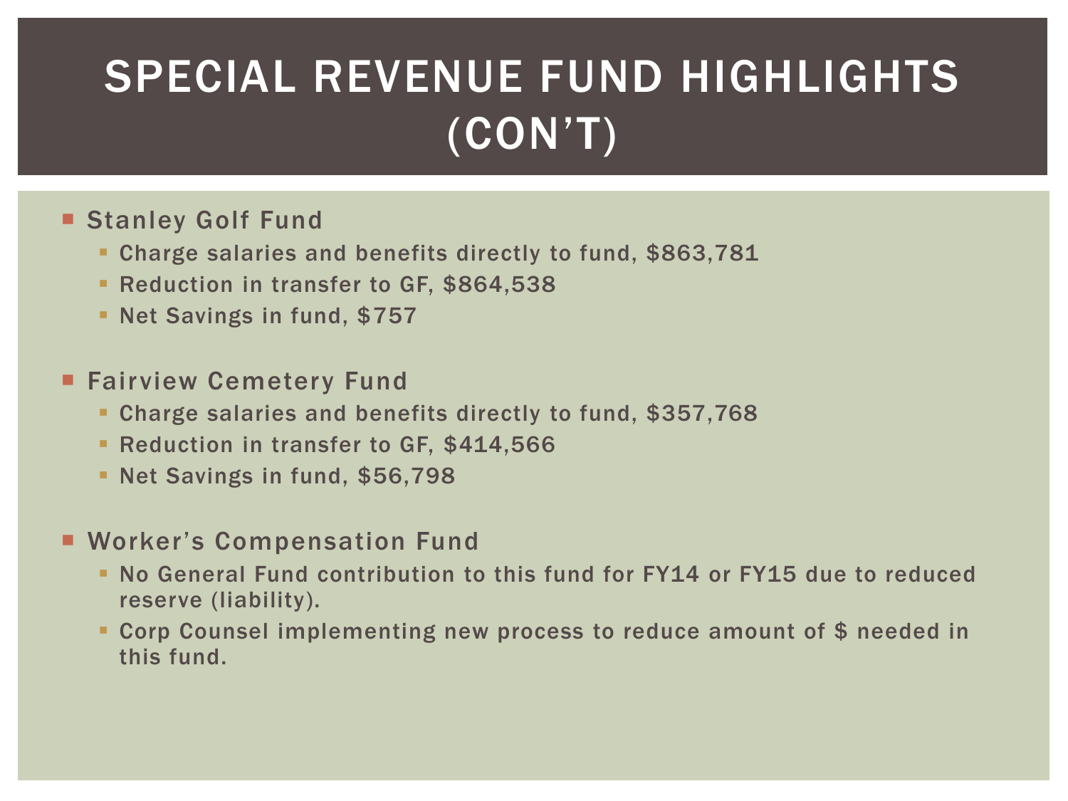# SPECIAL REVENUE FUND HIGHLIGHTS (CON'T)

- Stanley Golf Fund
  - Charge salaries and benefits directly to fund, $863,781
  - Reduction in transfer to GF, $864,538
  - Net Savings in fund, $757
- Fairview Cemetery Fund
  - Charge salaries and benefits directly to fund, $357,768
  - Reduction in transfer to GF, $414,566
  - Net Savings in fund, $56,798
- Worker's Compensation Fund
  - No General Fund contribution to this fund for FY14 or FY15 due to reduced reserve (liability).
  - Corp Counsel implementing new process to reduce amount of $ needed in this fund.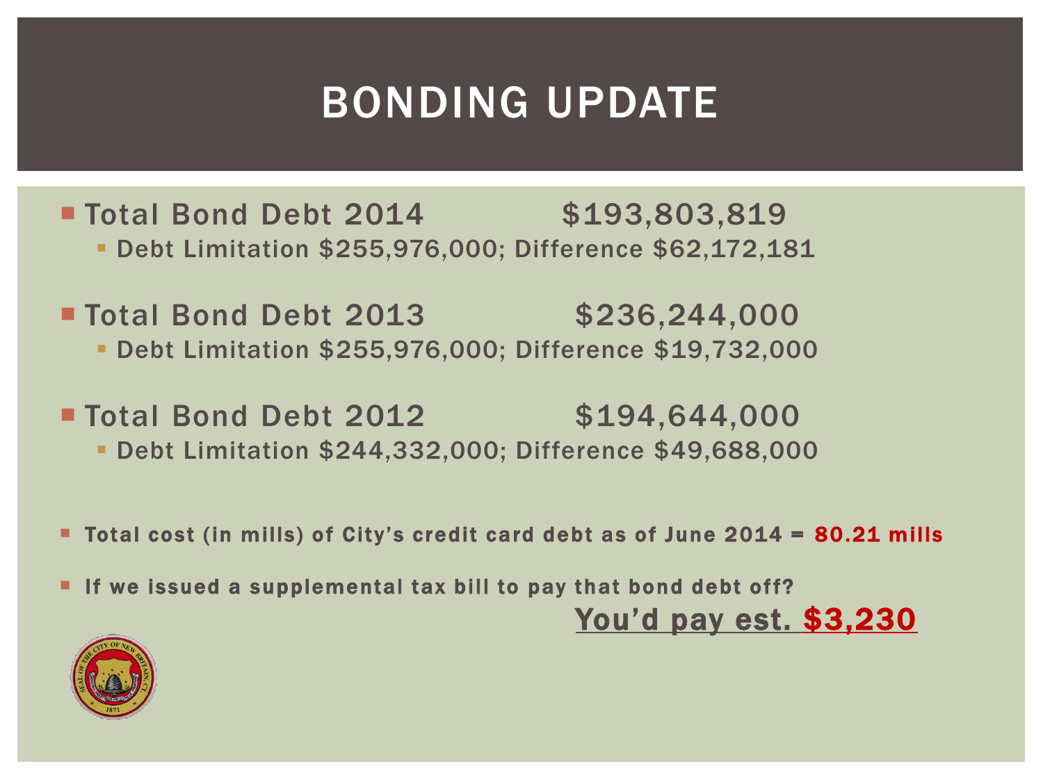# BONDING UPDATE

- Total Bond Debt 2014 $193,803,819
  - Debt Limitation $255,976,000; Difference $62,172,181
- Total Bond Debt 2013 $236,244,000
  - Debt Limitation $255,976,000; Difference $19,732,000
- Total Bond Debt 2012 $194,644,000
  - Debt Limitation $244,332,000; Difference $49,688,000

- **Total cost (in mills) of City's credit card debt as of June 2014 = 80.21 mills**
- **If we issued a supplemental tax bill to pay that bond debt off?**

**You'd pay est. $3,230**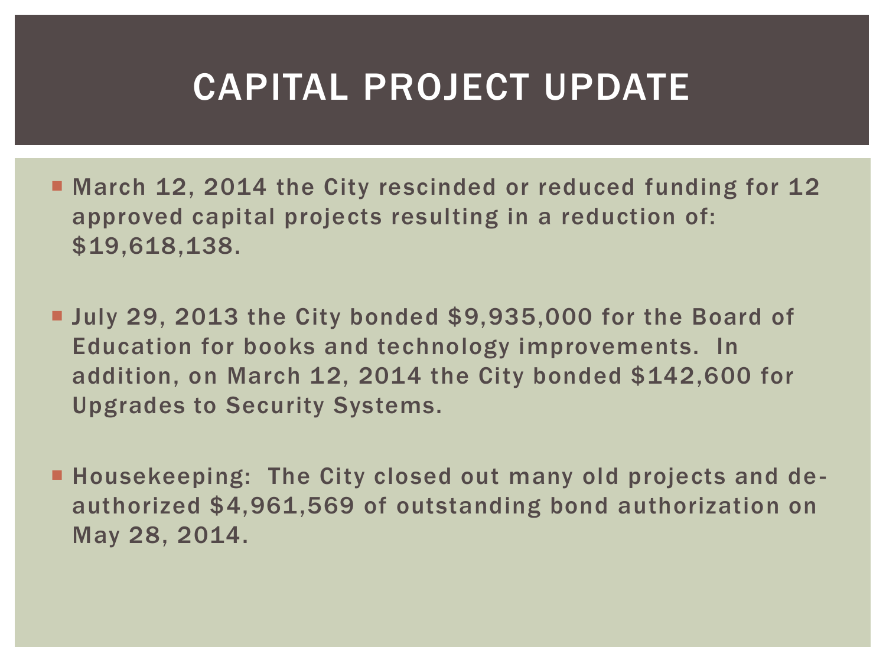# CAPITAL PROJECT UPDATE

- March 12, 2014 the City rescinded or reduced funding for 12 approved capital projects resulting in a reduction of: $19,618,138.

- July 29, 2013 the City bonded $9,935,000 for the Board of Education for books and technology improvements. In addition, on March 12, 2014 the City bonded $142,600 for Upgrades to Security Systems.

- Housekeeping: The City closed out many old projects and de-authorized $4,961,569 of outstanding bond authorization on May 28, 2014.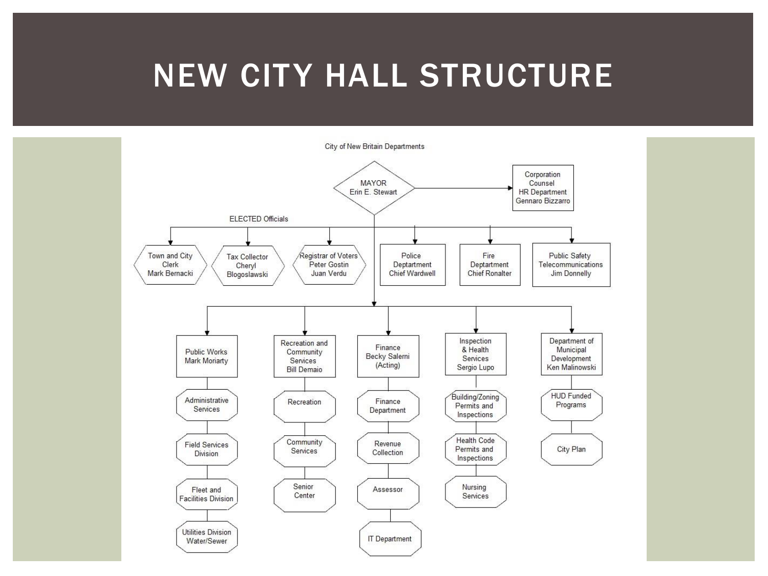# NEW CITY HALL STRUCTURE

City of New Britain Departments

- MAYOR
  Erin E. Stewart
  - Corporation Counsel
    HR Department
    Gennaro Bizzarro

ELECTED Officials

- Town and City Clerk
  Mark Bernacki
- Tax Collector
  Cheryl Blogoslawski
- Registrar of Voters
  Peter Gostin
  Juan Verdu
- Police Deptartment
  Chief Wardwell
- Fire Deptartment
  Chief Ronalter
- Public Safety Telecommunications
  Jim Donnelly

- Public Works
  Mark Moriarty
  - Administrative Services
  - Field Services Division
  - Fleet and Facilities Division
  - Utilities Division Water/Sewer
- Recreation and Community Services
  Bill Demaio
  - Recreation
  - Community Services
  - Senior Center
- Finance
  Becky Salerni
  (Acting)
  - Finance Department
  - Revenue Collection
  - Assessor
  - IT Department
- Inspection & Health Services
  Sergio Lupo
  - Building/Zoning Permits and Inspections
  - Health Code Permits and Inspections
  - Nursing Services
- Department of Municipal Development
  Ken Malinowski
  - HUD Funded Programs
  - City Plan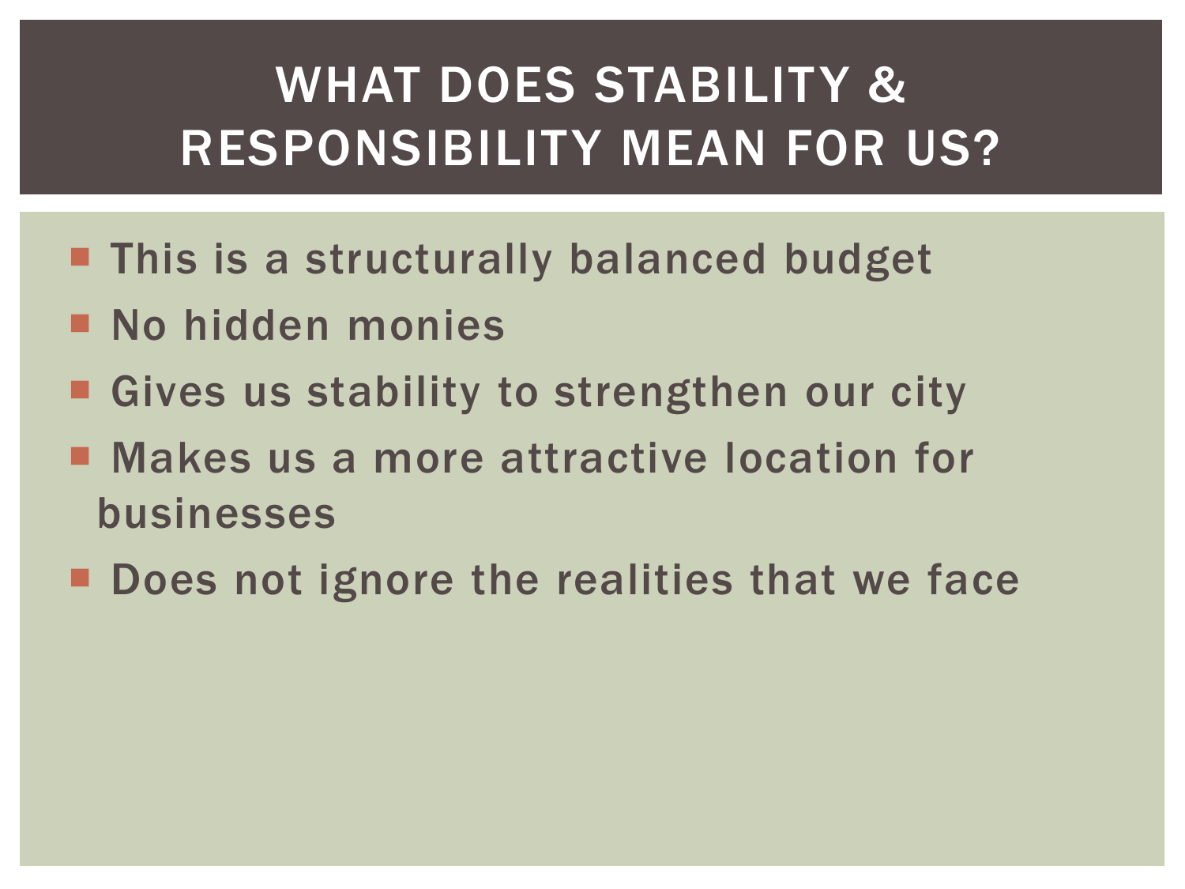# WHAT DOES STABILITY & RESPONSIBILITY MEAN FOR US?

- This is a structurally balanced budget
- No hidden monies
- Gives us stability to strengthen our city
- Makes us a more attractive location for businesses
- Does not ignore the realities that we face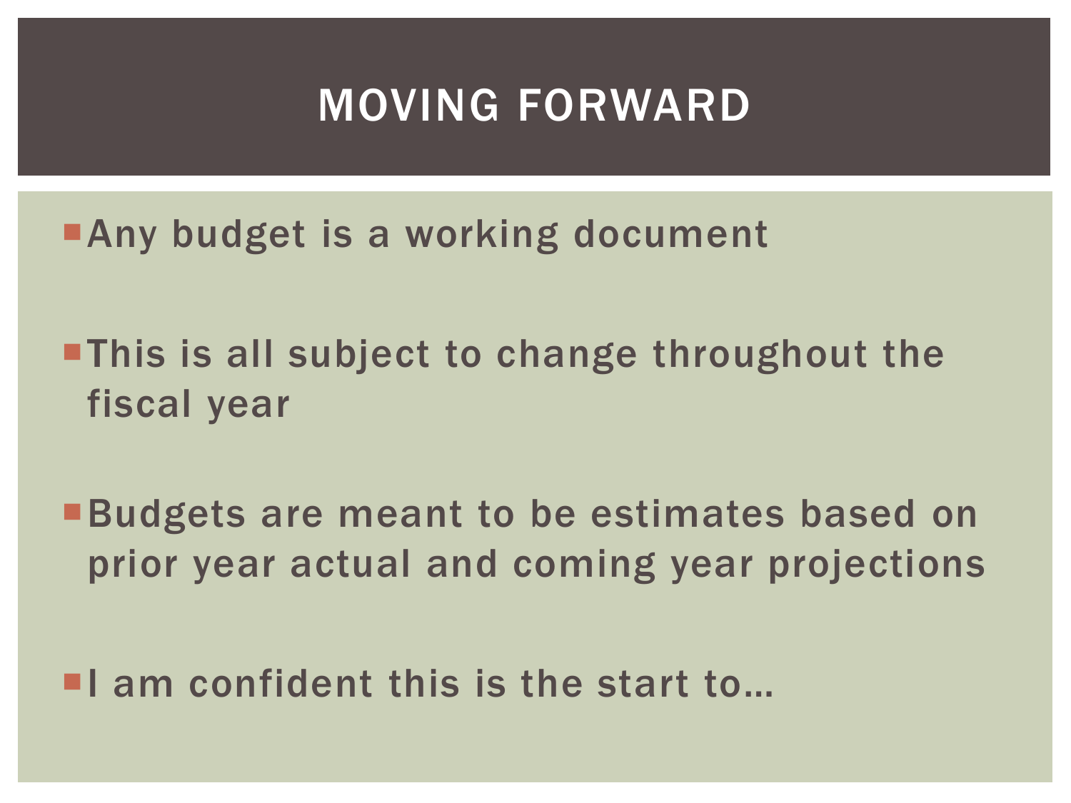# MOVING FORWARD

- Any budget is a working document
- This is all subject to change throughout the fiscal year
- Budgets are meant to be estimates based on prior year actual and coming year projections
- I am confident this is the start to…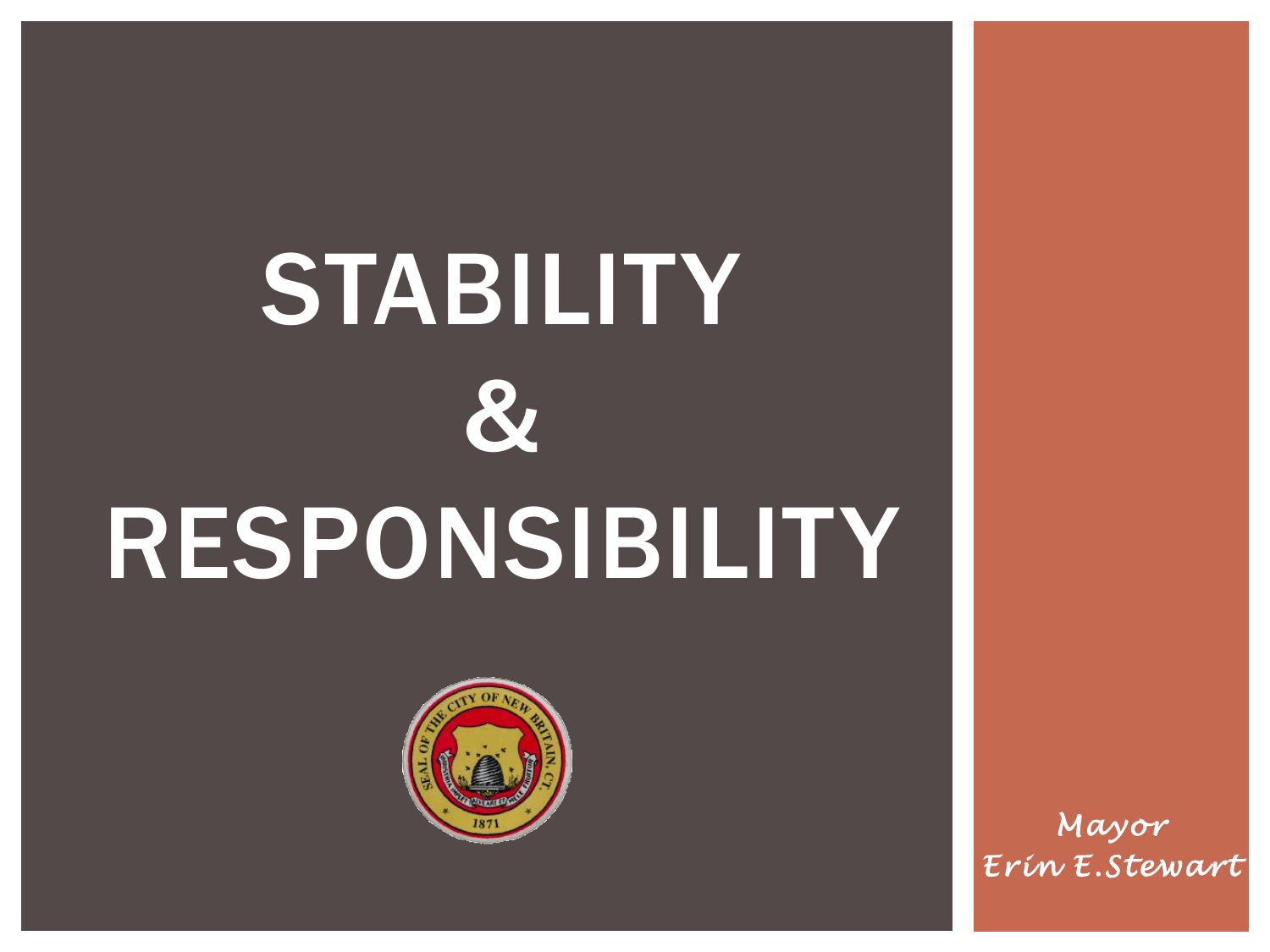# STABILITY & RESPONSIBILITY

*Mayor*
*Erin E.Stewart*